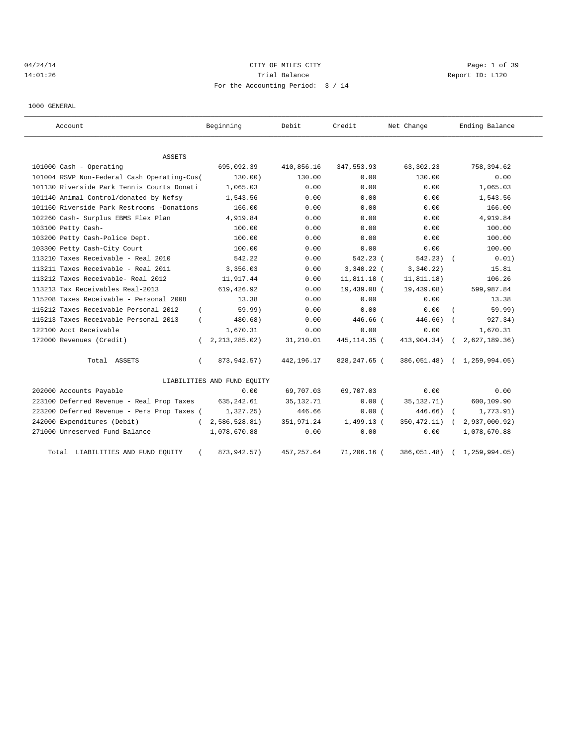04/24/14 CITY OF MILES CITY
14:01:26 Trial Balance Report ID: L120
For the Accounting Period: 3 / 14

1000 GENERAL

| Account | Beginning | Debit | Credit | Net Change | Ending Balance |
|---|---|---|---|---|---|
| **ASSETS** | | | | | |
| 101000 Cash - Operating | 695,092.39 | 410,856.16 | 347,553.93 | 63,302.23 | 758,394.62 |
| 101004 RSVP Non-Federal Cash Operating-Cus | (130.00) | 130.00 | 0.00 | 130.00 | 0.00 |
| 101130 Riverside Park Tennis Courts Donati | 1,065.03 | 0.00 | 0.00 | 0.00 | 1,065.03 |
| 101140 Animal Control/donated by Nefsy | 1,543.56 | 0.00 | 0.00 | 0.00 | 1,543.56 |
| 101160 Riverside Park Restrooms -Donations | 166.00 | 0.00 | 0.00 | 0.00 | 166.00 |
| 102260 Cash- Surplus EBMS Flex Plan | 4,919.84 | 0.00 | 0.00 | 0.00 | 4,919.84 |
| 103100 Petty Cash- | 100.00 | 0.00 | 0.00 | 0.00 | 100.00 |
| 103200 Petty Cash-Police Dept. | 100.00 | 0.00 | 0.00 | 0.00 | 100.00 |
| 103300 Petty Cash-City Court | 100.00 | 0.00 | 0.00 | 0.00 | 100.00 |
| 113210 Taxes Receivable - Real 2010 | 542.22 | 0.00 | 542.23 | (542.23) | (0.01) |
| 113211 Taxes Receivable - Real 2011 | 3,356.03 | 0.00 | 3,340.22 | (3,340.22) | 15.81 |
| 113212 Taxes Receivable- Real 2012 | 11,917.44 | 0.00 | 11,811.18 | (11,811.18) | 106.26 |
| 113213 Tax Receivables Real-2013 | 619,426.92 | 0.00 | 19,439.08 | (19,439.08) | 599,987.84 |
| 115208 Taxes Receivable - Personal 2008 | 13.38 | 0.00 | 0.00 | 0.00 | 13.38 |
| 115212 Taxes Receivable Personal 2012 | (59.99) | 0.00 | 0.00 | 0.00 | (59.99) |
| 115213 Taxes Receivable Personal 2013 | (480.68) | 0.00 | 446.66 | (446.66) | (927.34) |
| 122100 Acct Receivable | 1,670.31 | 0.00 | 0.00 | 0.00 | 1,670.31 |
| 172000 Revenues (Credit) | (2,213,285.02) | 31,210.01 | 445,114.35 | (413,904.34) | (2,627,189.36) |
| Total ASSETS | (873,942.57) | 442,196.17 | 828,247.65 | (386,051.48) | (1,259,994.05) |
| **LIABILITIES AND FUND EQUITY** | | | | | |
| 202000 Accounts Payable | 0.00 | 69,707.03 | 69,707.03 | 0.00 | 0.00 |
| 223100 Deferred Revenue - Real Prop Taxes | 635,242.61 | 35,132.71 | 0.00 | (35,132.71) | 600,109.90 |
| 223200 Deferred Revenue - Pers Prop Taxes | (1,327.25) | 446.66 | 0.00 | (446.66) | (1,773.91) |
| 242000 Expenditures (Debit) | (2,586,528.81) | 351,971.24 | 1,499.13 | (350,472.11) | (2,937,000.92) |
| 271000 Unreserved Fund Balance | 1,078,670.88 | 0.00 | 0.00 | 0.00 | 1,078,670.88 |
| Total LIABILITIES AND FUND EQUITY | (873,942.57) | 457,257.64 | 71,206.16 | (386,051.48) | (1,259,994.05) |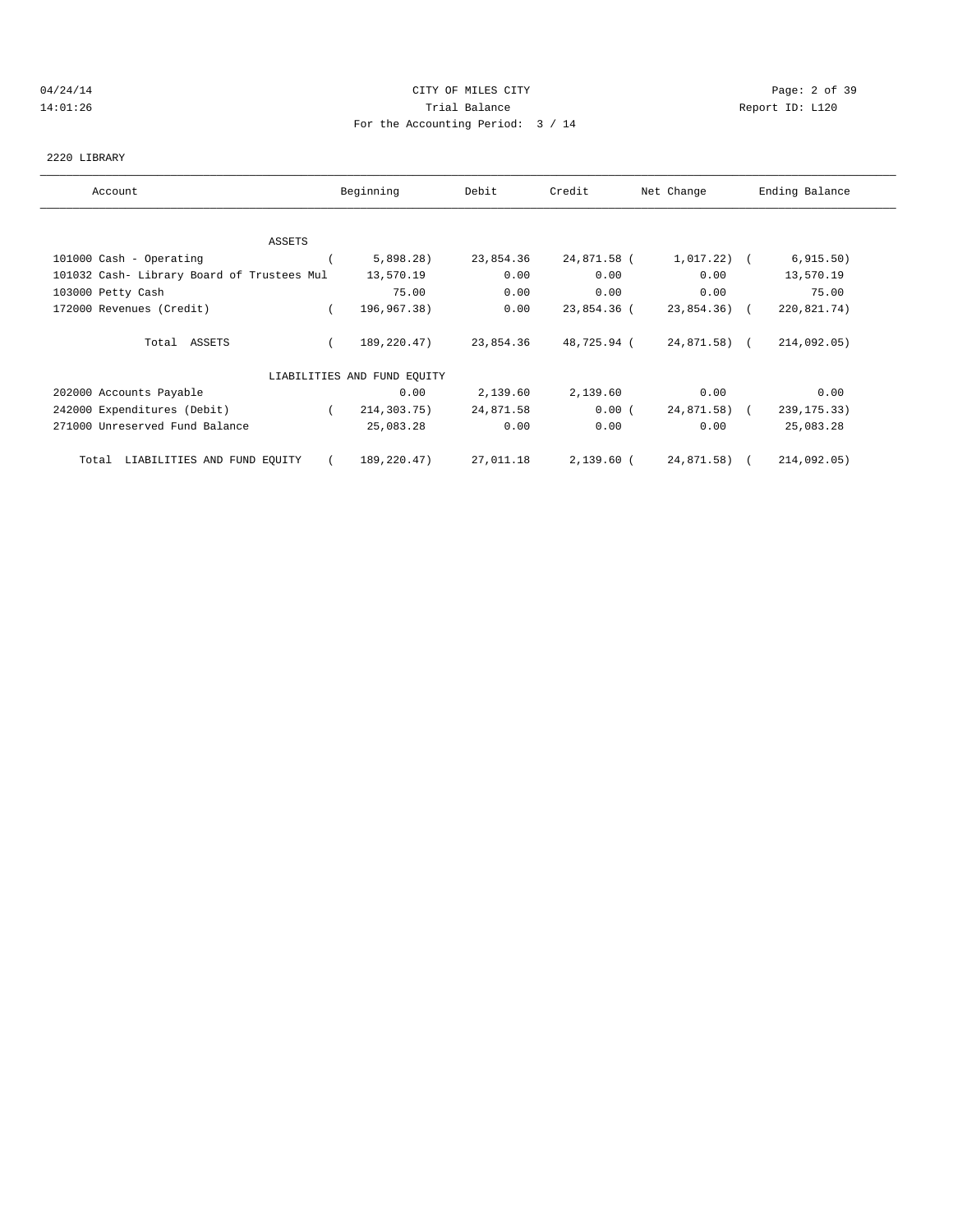CITY OF MILES CITY

Trial Balance

For the Accounting Period: 3 / 14

04/24/14 14:01:26 — Report ID: L120

2220 LIBRARY

| Account | Beginning | Debit | Credit | Net Change | Ending Balance |
|---|---|---|---|---|---|
| **ASSETS** | | | | | |
| 101000 Cash - Operating | ( 5,898.28) | 23,854.36 | 24,871.58 | ( 1,017.22) | ( 6,915.50) |
| 101032 Cash- Library Board of Trustees Mul | 13,570.19 | 0.00 | 0.00 | 0.00 | 13,570.19 |
| 103000 Petty Cash | 75.00 | 0.00 | 0.00 | 0.00 | 75.00 |
| 172000 Revenues (Credit) | ( 196,967.38) | 0.00 | 23,854.36 | ( 23,854.36) | ( 220,821.74) |
| Total ASSETS | ( 189,220.47) | 23,854.36 | 48,725.94 | ( 24,871.58) | ( 214,092.05) |
| **LIABILITIES AND FUND EQUITY** | | | | | |
| 202000 Accounts Payable | 0.00 | 2,139.60 | 2,139.60 | 0.00 | 0.00 |
| 242000 Expenditures (Debit) | ( 214,303.75) | 24,871.58 | 0.00 | ( 24,871.58) | ( 239,175.33) |
| 271000 Unreserved Fund Balance | 25,083.28 | 0.00 | 0.00 | 0.00 | 25,083.28 |
| Total LIABILITIES AND FUND EQUITY | ( 189,220.47) | 27,011.18 | 2,139.60 | ( 24,871.58) | ( 214,092.05) |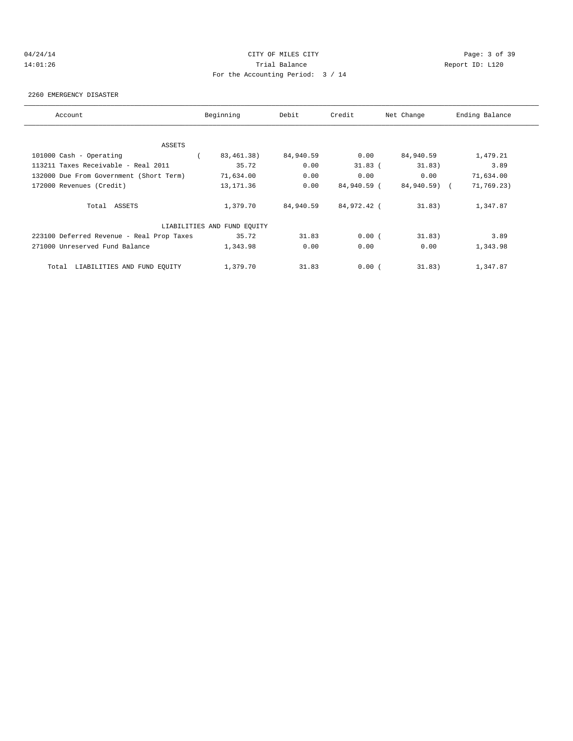CITY OF MILES CITY
Trial Balance
For the Accounting Period: 3 / 14

04/24/14
14:01:26

Report ID: L120

2260 EMERGENCY DISASTER

| Account | Beginning | Debit | Credit | Net Change | Ending Balance |
|---|---|---|---|---|---|
| ASSETS | | | | | |
| 101000 Cash - Operating | ( 83,461.38) | 84,940.59 | 0.00 | 84,940.59 | 1,479.21 |
| 113211 Taxes Receivable - Real 2011 | 35.72 | 0.00 | 31.83 | ( 31.83) | 3.89 |
| 132000 Due From Government (Short Term) | 71,634.00 | 0.00 | 0.00 | 0.00 | 71,634.00 |
| 172000 Revenues (Credit) | 13,171.36 | 0.00 | 84,940.59 | ( 84,940.59) | ( 71,769.23) |
| Total ASSETS | 1,379.70 | 84,940.59 | 84,972.42 | ( 31.83) | 1,347.87 |
| LIABILITIES AND FUND EQUITY | | | | | |
| 223100 Deferred Revenue - Real Prop Taxes | 35.72 | 31.83 | 0.00 | ( 31.83) | 3.89 |
| 271000 Unreserved Fund Balance | 1,343.98 | 0.00 | 0.00 | 0.00 | 1,343.98 |
| Total LIABILITIES AND FUND EQUITY | 1,379.70 | 31.83 | 0.00 | ( 31.83) | 1,347.87 |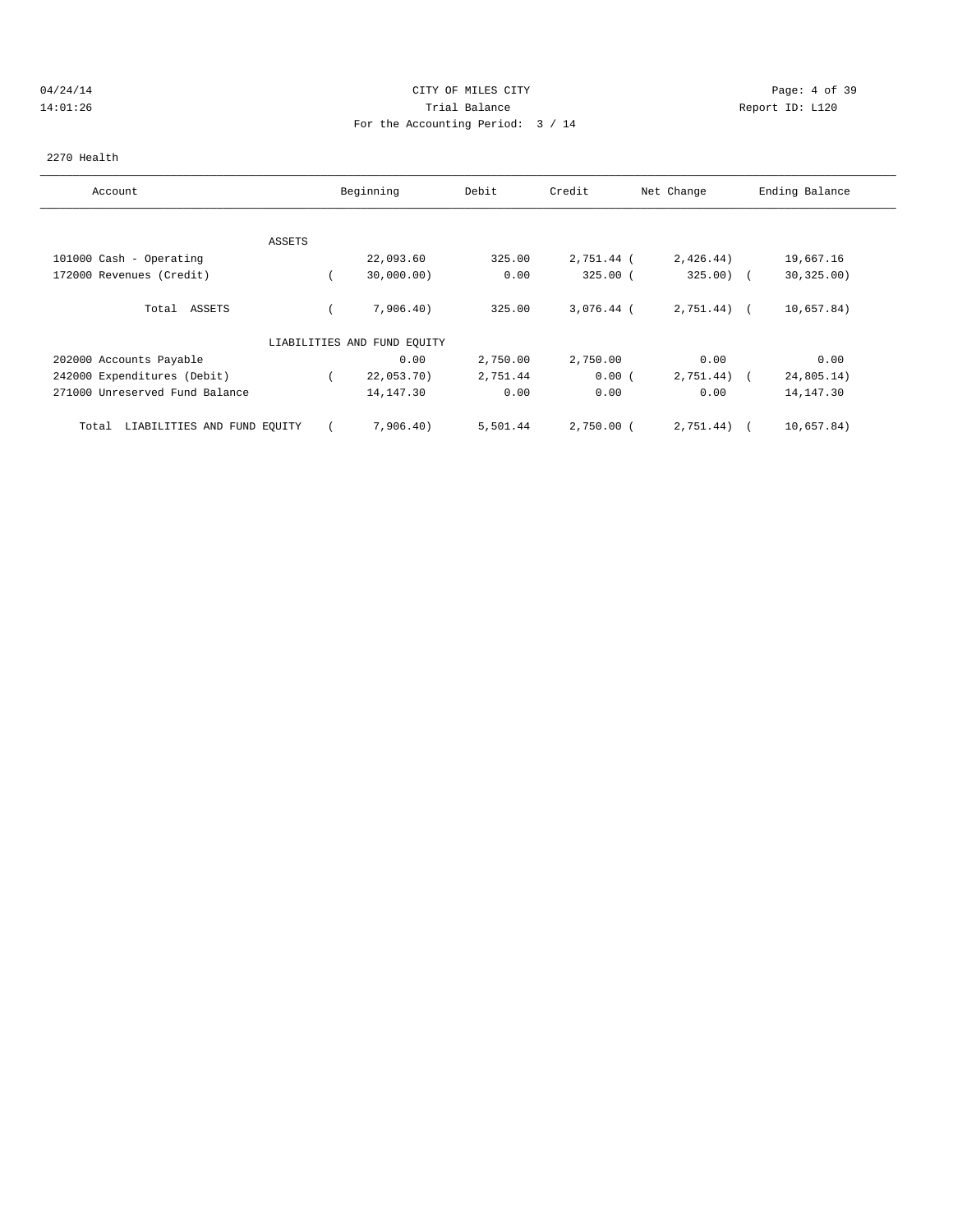CITY OF MILES CITY

Trial Balance

For the Accounting Period: 3 / 14

04/24/14
14:01:26

Report ID: L120

2270 Health

| Account | Beginning | Debit | Credit | Net Change | Ending Balance |
|---|---|---|---|---|---|
| ASSETS | | | | | |
| 101000 Cash - Operating | 22,093.60 | 325.00 | 2,751.44 | ( 2,426.44) | 19,667.16 |
| 172000 Revenues (Credit) | ( 30,000.00) | 0.00 | 325.00 | ( 325.00) | ( 30,325.00) |
| Total ASSETS | ( 7,906.40) | 325.00 | 3,076.44 | ( 2,751.44) | ( 10,657.84) |
| LIABILITIES AND FUND EQUITY | | | | | |
| 202000 Accounts Payable | 0.00 | 2,750.00 | 2,750.00 | 0.00 | 0.00 |
| 242000 Expenditures (Debit) | ( 22,053.70) | 2,751.44 | 0.00 | ( 2,751.44) | ( 24,805.14) |
| 271000 Unreserved Fund Balance | 14,147.30 | 0.00 | 0.00 | 0.00 | 14,147.30 |
| Total LIABILITIES AND FUND EQUITY | ( 7,906.40) | 5,501.44 | 2,750.00 | ( 2,751.44) | ( 10,657.84) |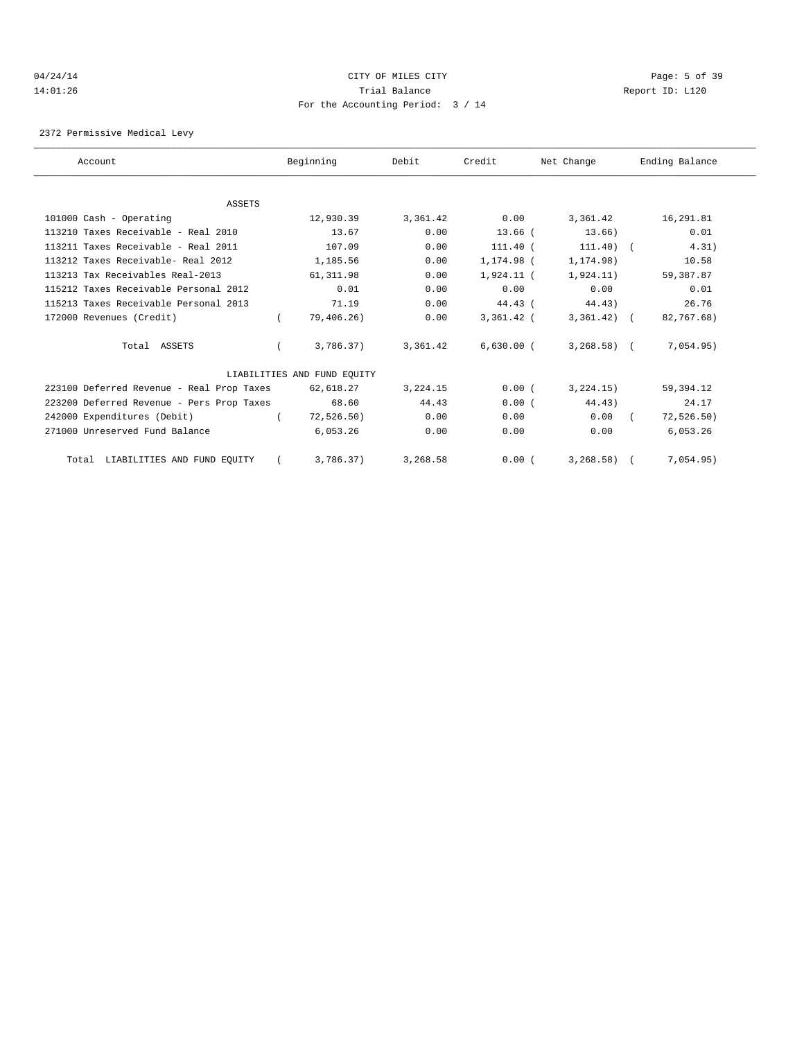CITY OF MILES CITY

Trial Balance

For the Accounting Period: 3 / 14

04/24/14
14:01:26

Report ID: L120

2372 Permissive Medical Levy

| Account | Beginning | Debit | Credit | Net Change | Ending Balance |
|---|---|---|---|---|---|
| ASSETS | | | | | |
| 101000 Cash - Operating | 12,930.39 | 3,361.42 | 0.00 | 3,361.42 | 16,291.81 |
| 113210 Taxes Receivable - Real 2010 | 13.67 | 0.00 | 13.66 | (13.66) | 0.01 |
| 113211 Taxes Receivable - Real 2011 | 107.09 | 0.00 | 111.40 | (111.40) | (4.31) |
| 113212 Taxes Receivable- Real 2012 | 1,185.56 | 0.00 | 1,174.98 | (1,174.98) | 10.58 |
| 113213 Tax Receivables Real-2013 | 61,311.98 | 0.00 | 1,924.11 | (1,924.11) | 59,387.87 |
| 115212 Taxes Receivable Personal 2012 | 0.01 | 0.00 | 0.00 | 0.00 | 0.01 |
| 115213 Taxes Receivable Personal 2013 | 71.19 | 0.00 | 44.43 | (44.43) | 26.76 |
| 172000 Revenues (Credit) | (79,406.26) | 0.00 | 3,361.42 | (3,361.42) | (82,767.68) |
| Total ASSETS | (3,786.37) | 3,361.42 | 6,630.00 | (3,268.58) | (7,054.95) |
| LIABILITIES AND FUND EQUITY | | | | | |
| 223100 Deferred Revenue - Real Prop Taxes | 62,618.27 | 3,224.15 | 0.00 | (3,224.15) | 59,394.12 |
| 223200 Deferred Revenue - Pers Prop Taxes | 68.60 | 44.43 | 0.00 | (44.43) | 24.17 |
| 242000 Expenditures (Debit) | (72,526.50) | 0.00 | 0.00 | 0.00 | (72,526.50) |
| 271000 Unreserved Fund Balance | 6,053.26 | 0.00 | 0.00 | 0.00 | 6,053.26 |
| Total LIABILITIES AND FUND EQUITY | (3,786.37) | 3,268.58 | 0.00 | (3,268.58) | (7,054.95) |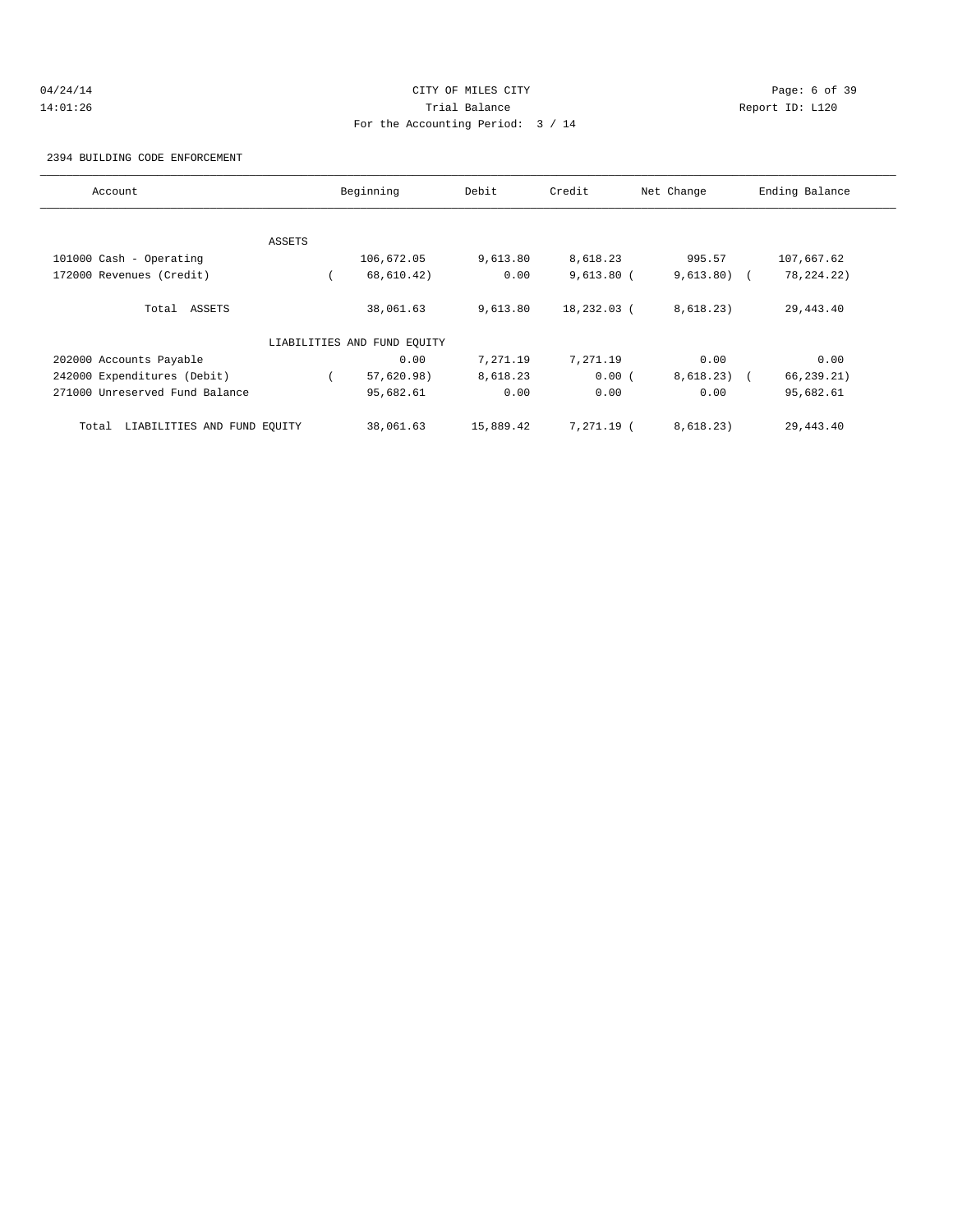CITY OF MILES CITY

Trial Balance

For the Accounting Period: 3 / 14

04/24/14 14:01:26 Report ID: L120

2394 BUILDING CODE ENFORCEMENT

| Account | Beginning | Debit | Credit | Net Change | Ending Balance |
|---|---|---|---|---|---|
| ASSETS | | | | | |
| 101000 Cash - Operating | 106,672.05 | 9,613.80 | 8,618.23 | 995.57 | 107,667.62 |
| 172000 Revenues (Credit) | ( 68,610.42) | 0.00 | 9,613.80 | ( 9,613.80) | ( 78,224.22) |
| Total ASSETS | 38,061.63 | 9,613.80 | 18,232.03 | ( 8,618.23) | 29,443.40 |
| LIABILITIES AND FUND EQUITY | | | | | |
| 202000 Accounts Payable | 0.00 | 7,271.19 | 7,271.19 | 0.00 | 0.00 |
| 242000 Expenditures (Debit) | ( 57,620.98) | 8,618.23 | 0.00 | ( 8,618.23) | ( 66,239.21) |
| 271000 Unreserved Fund Balance | 95,682.61 | 0.00 | 0.00 | 0.00 | 95,682.61 |
| Total LIABILITIES AND FUND EQUITY | 38,061.63 | 15,889.42 | 7,271.19 | ( 8,618.23) | 29,443.40 |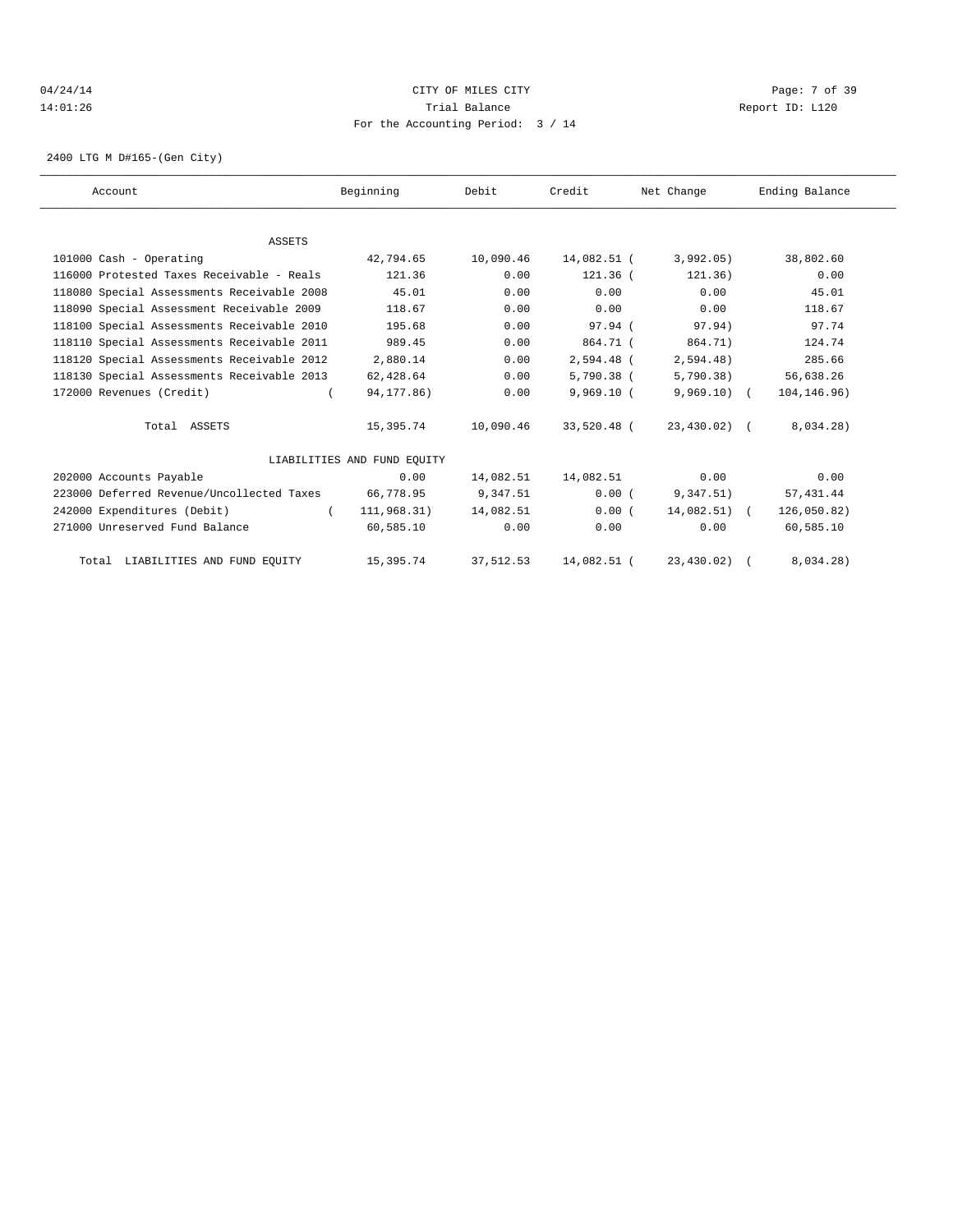CITY OF MILES CITY

Trial Balance

For the Accounting Period: 3 / 14

04/24/14
14:01:26

Report ID: L120

2400 LTG M D#165-(Gen City)

| Account | Beginning | Debit | Credit | Net Change | Ending Balance |
|---|---|---|---|---|---|
| ASSETS | | | | | |
| 101000 Cash - Operating | 42,794.65 | 10,090.46 | 14,082.51 | ( 3,992.05) | 38,802.60 |
| 116000 Protested Taxes Receivable - Reals | 121.36 | 0.00 | 121.36 | ( 121.36) | 0.00 |
| 118080 Special Assessments Receivable 2008 | 45.01 | 0.00 | 0.00 | 0.00 | 45.01 |
| 118090 Special Assessment Receivable 2009 | 118.67 | 0.00 | 0.00 | 0.00 | 118.67 |
| 118100 Special Assessments Receivable 2010 | 195.68 | 0.00 | 97.94 | ( 97.94) | 97.74 |
| 118110 Special Assessments Receivable 2011 | 989.45 | 0.00 | 864.71 | ( 864.71) | 124.74 |
| 118120 Special Assessments Receivable 2012 | 2,880.14 | 0.00 | 2,594.48 | ( 2,594.48) | 285.66 |
| 118130 Special Assessments Receivable 2013 | 62,428.64 | 0.00 | 5,790.38 | ( 5,790.38) | 56,638.26 |
| 172000 Revenues (Credit) | ( 94,177.86) | 0.00 | 9,969.10 | ( 9,969.10) | ( 104,146.96) |
| Total ASSETS | 15,395.74 | 10,090.46 | 33,520.48 | ( 23,430.02) | ( 8,034.28) |
| LIABILITIES AND FUND EQUITY | | | | | |
| 202000 Accounts Payable | 0.00 | 14,082.51 | 14,082.51 | 0.00 | 0.00 |
| 223000 Deferred Revenue/Uncollected Taxes | 66,778.95 | 9,347.51 | 0.00 | ( 9,347.51) | 57,431.44 |
| 242000 Expenditures (Debit) | ( 111,968.31) | 14,082.51 | 0.00 | ( 14,082.51) | ( 126,050.82) |
| 271000 Unreserved Fund Balance | 60,585.10 | 0.00 | 0.00 | 0.00 | 60,585.10 |
| Total LIABILITIES AND FUND EQUITY | 15,395.74 | 37,512.53 | 14,082.51 | ( 23,430.02) | ( 8,034.28) |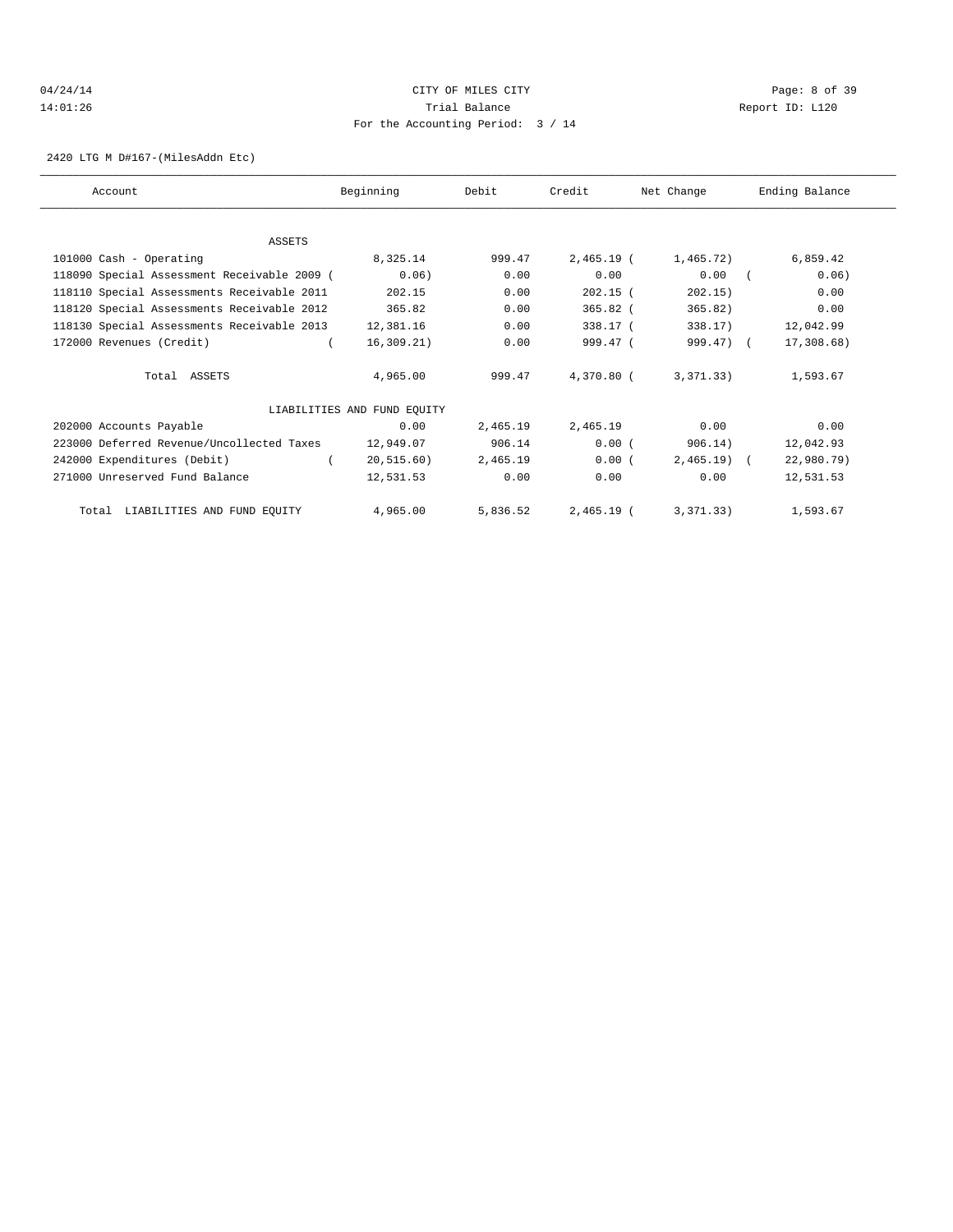CITY OF MILES CITY
Trial Balance
For the Accounting Period: 3 / 14

04/24/14
14:01:26

Report ID: L120

2420 LTG M D#167-(MilesAddn Etc)

| Account | Beginning | Debit | Credit | Net Change | Ending Balance |
|---|---|---|---|---|---|
| ASSETS | | | | | |
| 101000 Cash - Operating | 8,325.14 | 999.47 | 2,465.19 | (1,465.72) | 6,859.42 |
| 118090 Special Assessment Receivable 2009 | (0.06) | 0.00 | 0.00 | 0.00 | (0.06) |
| 118110 Special Assessments Receivable 2011 | 202.15 | 0.00 | 202.15 | (202.15) | 0.00 |
| 118120 Special Assessments Receivable 2012 | 365.82 | 0.00 | 365.82 | (365.82) | 0.00 |
| 118130 Special Assessments Receivable 2013 | 12,381.16 | 0.00 | 338.17 | (338.17) | 12,042.99 |
| 172000 Revenues (Credit) | (16,309.21) | 0.00 | 999.47 | (999.47) | (17,308.68) |
| Total ASSETS | 4,965.00 | 999.47 | 4,370.80 | (3,371.33) | 1,593.67 |
| LIABILITIES AND FUND EQUITY | | | | | |
| 202000 Accounts Payable | 0.00 | 2,465.19 | 2,465.19 | 0.00 | 0.00 |
| 223000 Deferred Revenue/Uncollected Taxes | 12,949.07 | 906.14 | 0.00 | (906.14) | 12,042.93 |
| 242000 Expenditures (Debit) | (20,515.60) | 2,465.19 | 0.00 | (2,465.19) | (22,980.79) |
| 271000 Unreserved Fund Balance | 12,531.53 | 0.00 | 0.00 | 0.00 | 12,531.53 |
| Total LIABILITIES AND FUND EQUITY | 4,965.00 | 5,836.52 | 2,465.19 | (3,371.33) | 1,593.67 |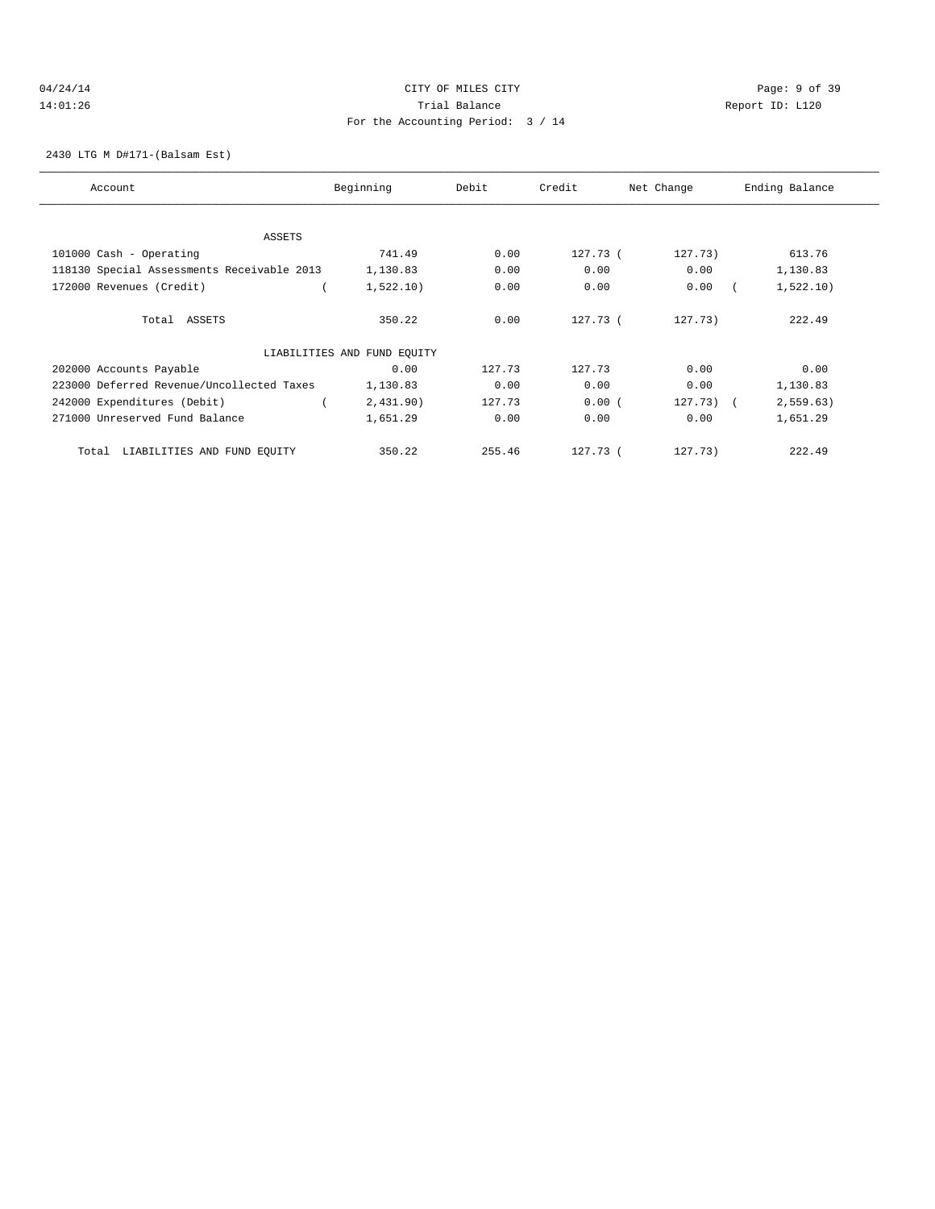CITY OF MILES CITY
Trial Balance
For the Accounting Period: 3 / 14

04/24/14
14:01:26

Report ID: L120

2430 LTG M D#171-(Balsam Est)

| Account | Beginning | Debit | Credit | Net Change | Ending Balance |
|---|---|---|---|---|---|
| ASSETS | | | | | |
| 101000 Cash - Operating | 741.49 | 0.00 | 127.73 | (127.73) | 613.76 |
| 118130 Special Assessments Receivable 2013 | 1,130.83 | 0.00 | 0.00 | 0.00 | 1,130.83 |
| 172000 Revenues (Credit) | (1,522.10) | 0.00 | 0.00 | 0.00 | (1,522.10) |
| Total ASSETS | 350.22 | 0.00 | 127.73 | (127.73) | 222.49 |
| LIABILITIES AND FUND EQUITY | | | | | |
| 202000 Accounts Payable | 0.00 | 127.73 | 127.73 | 0.00 | 0.00 |
| 223000 Deferred Revenue/Uncollected Taxes | 1,130.83 | 0.00 | 0.00 | 0.00 | 1,130.83 |
| 242000 Expenditures (Debit) | (2,431.90) | 127.73 | 0.00 | (127.73) | (2,559.63) |
| 271000 Unreserved Fund Balance | 1,651.29 | 0.00 | 0.00 | 0.00 | 1,651.29 |
| Total LIABILITIES AND FUND EQUITY | 350.22 | 255.46 | 127.73 | (127.73) | 222.49 |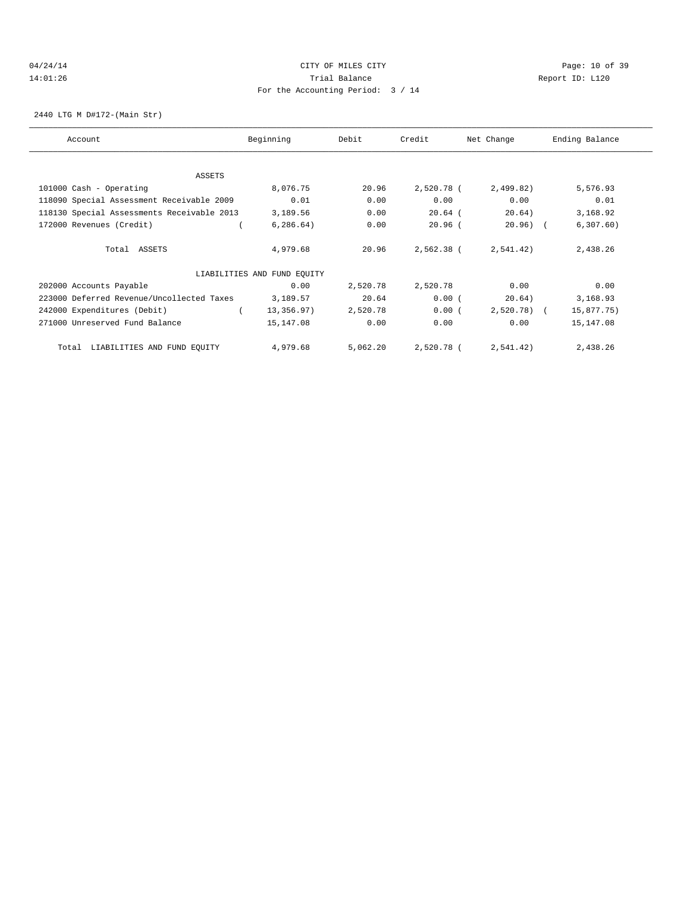CITY OF MILES CITY
Trial Balance
For the Accounting Period: 3 / 14

04/24/14 14:01:26 — Report ID: L120

2440 LTG M D#172-(Main Str)

| Account | Beginning | Debit | Credit | Net Change | Ending Balance |
|---|---|---|---|---|---|
| **ASSETS** | | | | | |
| 101000 Cash - Operating | 8,076.75 | 20.96 | 2,520.78 | (2,499.82) | 5,576.93 |
| 118090 Special Assessment Receivable 2009 | 0.01 | 0.00 | 0.00 | 0.00 | 0.01 |
| 118130 Special Assessments Receivable 2013 | 3,189.56 | 0.00 | 20.64 | (20.64) | 3,168.92 |
| 172000 Revenues (Credit) | (6,286.64) | 0.00 | 20.96 | (20.96) | (6,307.60) |
| Total ASSETS | 4,979.68 | 20.96 | 2,562.38 | (2,541.42) | 2,438.26 |
| **LIABILITIES AND FUND EQUITY** | | | | | |
| 202000 Accounts Payable | 0.00 | 2,520.78 | 2,520.78 | 0.00 | 0.00 |
| 223000 Deferred Revenue/Uncollected Taxes | 3,189.57 | 20.64 | 0.00 | (20.64) | 3,168.93 |
| 242000 Expenditures (Debit) | (13,356.97) | 2,520.78 | 0.00 | (2,520.78) | (15,877.75) |
| 271000 Unreserved Fund Balance | 15,147.08 | 0.00 | 0.00 | 0.00 | 15,147.08 |
| Total LIABILITIES AND FUND EQUITY | 4,979.68 | 5,062.20 | 2,520.78 | (2,541.42) | 2,438.26 |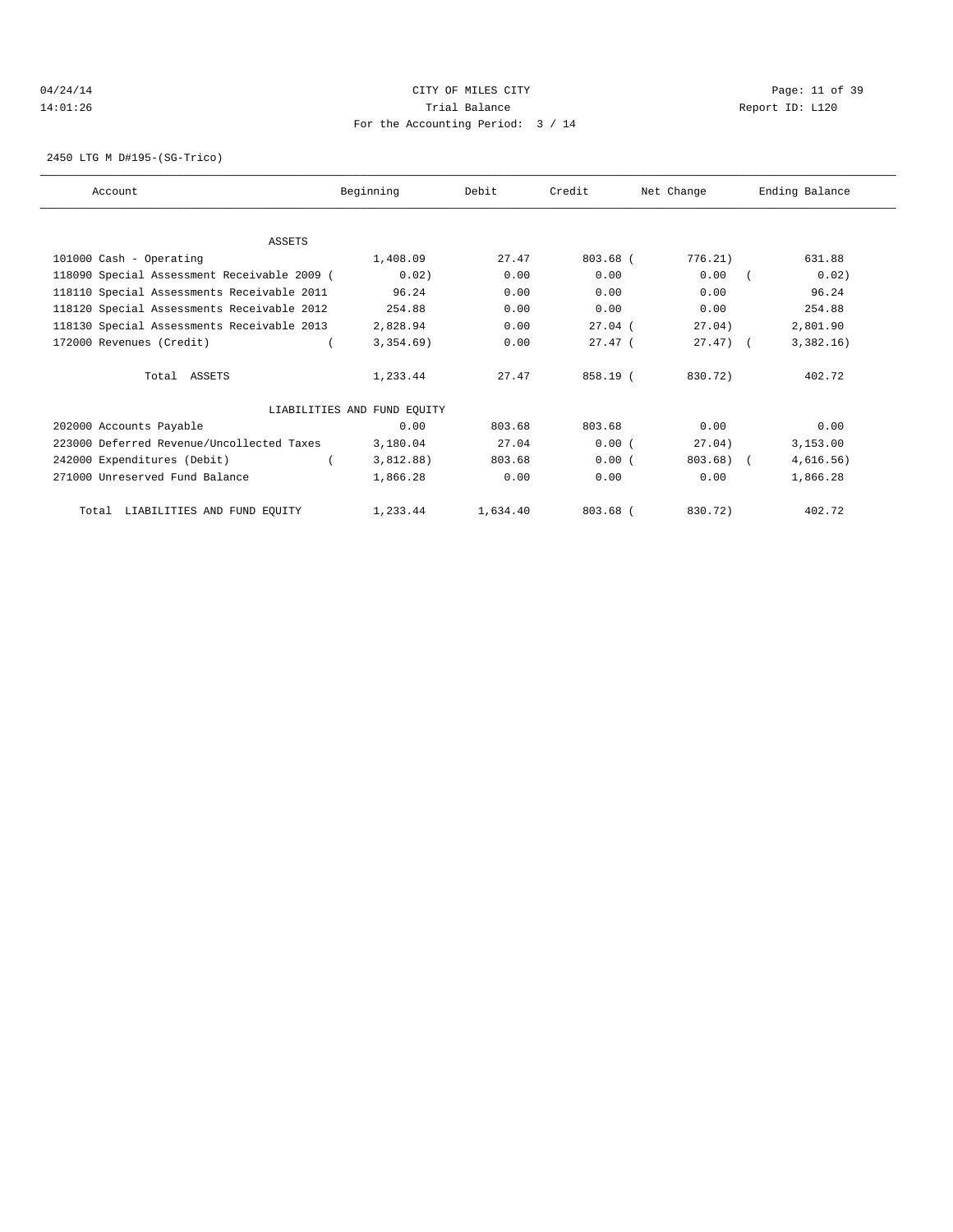CITY OF MILES CITY
Trial Balance
For the Accounting Period: 3 / 14

04/24/14
14:01:26

Report ID: L120

2450 LTG M D#195-(SG-Trico)

| Account | Beginning | Debit | Credit | Net Change | Ending Balance |
|---|---|---|---|---|---|
| ASSETS | | | | | |
| 101000 Cash - Operating | 1,408.09 | 27.47 | 803.68 | ( 776.21) | 631.88 |
| 118090 Special Assessment Receivable 2009 | ( 0.02) | 0.00 | 0.00 | 0.00 | ( 0.02) |
| 118110 Special Assessments Receivable 2011 | 96.24 | 0.00 | 0.00 | 0.00 | 96.24 |
| 118120 Special Assessments Receivable 2012 | 254.88 | 0.00 | 0.00 | 0.00 | 254.88 |
| 118130 Special Assessments Receivable 2013 | 2,828.94 | 0.00 | 27.04 | ( 27.04) | 2,801.90 |
| 172000 Revenues (Credit) | ( 3,354.69) | 0.00 | 27.47 | ( 27.47) | ( 3,382.16) |
| Total ASSETS | 1,233.44 | 27.47 | 858.19 | ( 830.72) | 402.72 |
| LIABILITIES AND FUND EQUITY | | | | | |
| 202000 Accounts Payable | 0.00 | 803.68 | 803.68 | 0.00 | 0.00 |
| 223000 Deferred Revenue/Uncollected Taxes | 3,180.04 | 27.04 | 0.00 | ( 27.04) | 3,153.00 |
| 242000 Expenditures (Debit) | ( 3,812.88) | 803.68 | 0.00 | ( 803.68) | ( 4,616.56) |
| 271000 Unreserved Fund Balance | 1,866.28 | 0.00 | 0.00 | 0.00 | 1,866.28 |
| Total LIABILITIES AND FUND EQUITY | 1,233.44 | 1,634.40 | 803.68 | ( 830.72) | 402.72 |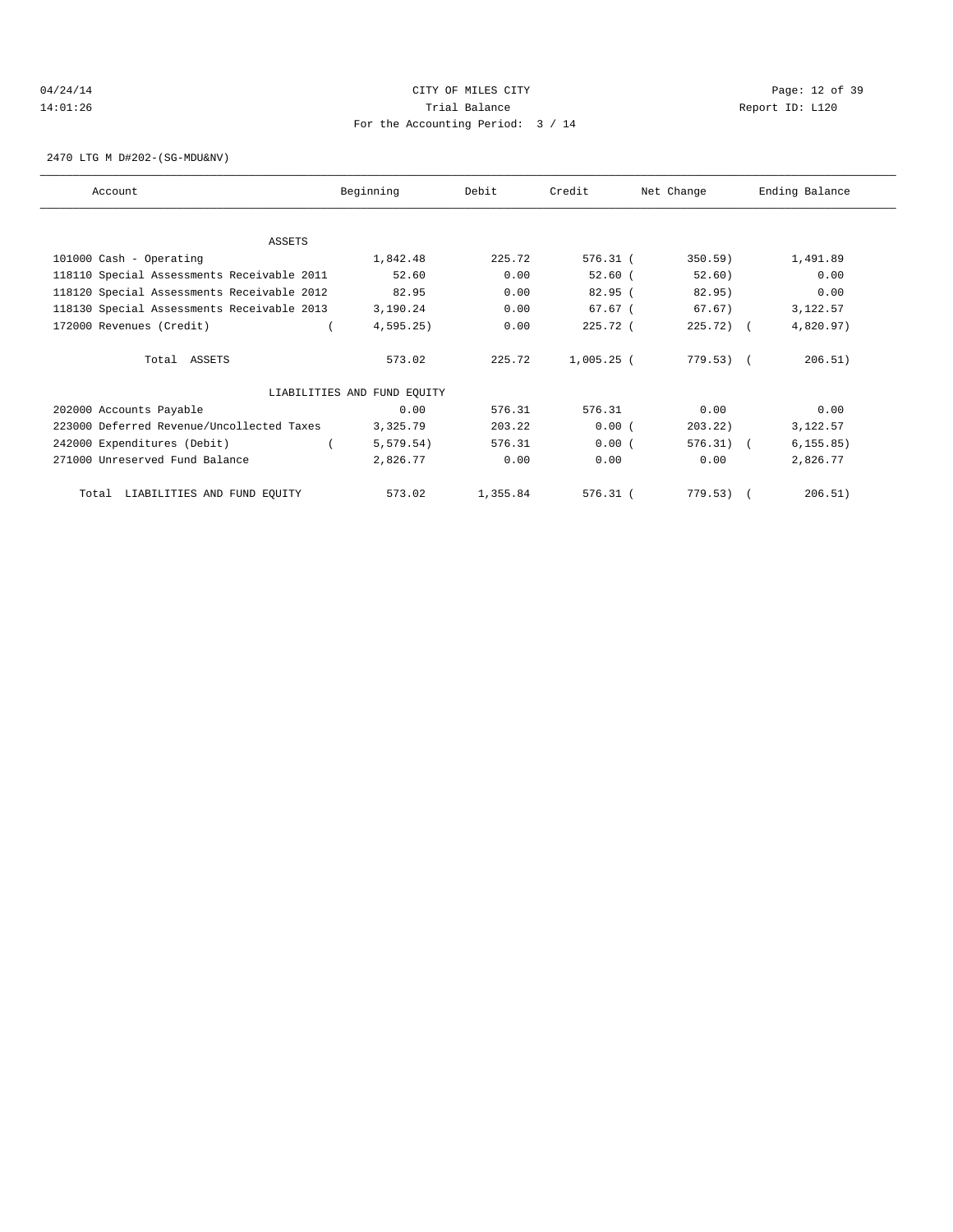04/24/14 CITY OF MILES CITY
14:01:26 Trial Balance Report ID: L120
For the Accounting Period: 3 / 14

2470 LTG M D#202-(SG-MDU&NV)

| Account | Beginning | Debit | Credit | Net Change | Ending Balance |
|---|---|---|---|---|---|
| ASSETS | | | | | |
| 101000 Cash - Operating | 1,842.48 | 225.72 | 576.31 | ( 350.59) | 1,491.89 |
| 118110 Special Assessments Receivable 2011 | 52.60 | 0.00 | 52.60 | ( 52.60) | 0.00 |
| 118120 Special Assessments Receivable 2012 | 82.95 | 0.00 | 82.95 | ( 82.95) | 0.00 |
| 118130 Special Assessments Receivable 2013 | 3,190.24 | 0.00 | 67.67 | ( 67.67) | 3,122.57 |
| 172000 Revenues (Credit) | ( 4,595.25) | 0.00 | 225.72 | ( 225.72) | ( 4,820.97) |
| Total ASSETS | 573.02 | 225.72 | 1,005.25 | ( 779.53) | ( 206.51) |
| LIABILITIES AND FUND EQUITY | | | | | |
| 202000 Accounts Payable | 0.00 | 576.31 | 576.31 | 0.00 | 0.00 |
| 223000 Deferred Revenue/Uncollected Taxes | 3,325.79 | 203.22 | 0.00 | ( 203.22) | 3,122.57 |
| 242000 Expenditures (Debit) | ( 5,579.54) | 576.31 | 0.00 | ( 576.31) | ( 6,155.85) |
| 271000 Unreserved Fund Balance | 2,826.77 | 0.00 | 0.00 | 0.00 | 2,826.77 |
| Total LIABILITIES AND FUND EQUITY | 573.02 | 1,355.84 | 576.31 | ( 779.53) | ( 206.51) |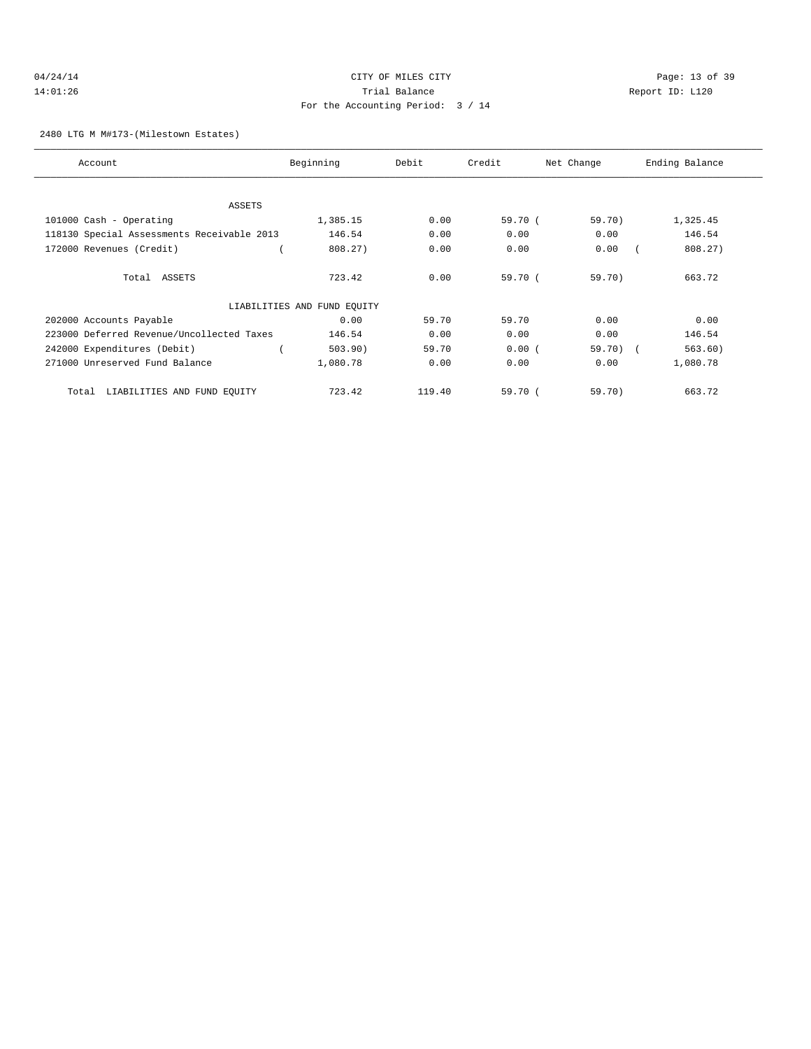CITY OF MILES CITY

Trial Balance

For the Accounting Period: 3 / 14

04/24/14 14:01:26 Report ID: L120

2480 LTG M M#173-(Milestown Estates)

| Account | Beginning | Debit | Credit | Net Change | Ending Balance |
|---|---|---|---|---|---|
| ASSETS | | | | | |
| 101000 Cash - Operating | 1,385.15 | 0.00 | 59.70 | ( 59.70) | 1,325.45 |
| 118130 Special Assessments Receivable 2013 | 146.54 | 0.00 | 0.00 | 0.00 | 146.54 |
| 172000 Revenues (Credit) | ( 808.27) | 0.00 | 0.00 | 0.00 | ( 808.27) |
| Total ASSETS | 723.42 | 0.00 | 59.70 | ( 59.70) | 663.72 |
| LIABILITIES AND FUND EQUITY | | | | | |
| 202000 Accounts Payable | 0.00 | 59.70 | 59.70 | 0.00 | 0.00 |
| 223000 Deferred Revenue/Uncollected Taxes | 146.54 | 0.00 | 0.00 | 0.00 | 146.54 |
| 242000 Expenditures (Debit) | ( 503.90) | 59.70 | 0.00 | ( 59.70) | ( 563.60) |
| 271000 Unreserved Fund Balance | 1,080.78 | 0.00 | 0.00 | 0.00 | 1,080.78 |
| Total LIABILITIES AND FUND EQUITY | 723.42 | 119.40 | 59.70 | ( 59.70) | 663.72 |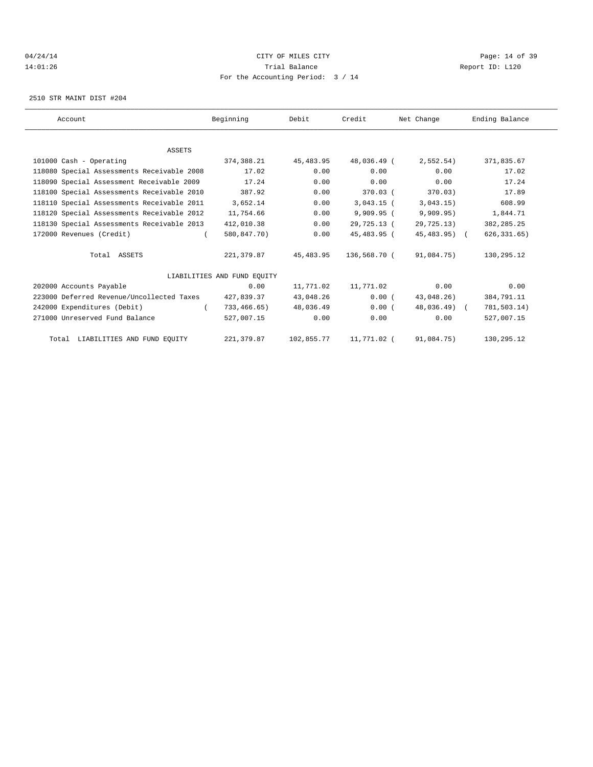CITY OF MILES CITY
Trial Balance
For the Accounting Period: 3 / 14

04/24/14
14:01:26

Report ID: L120

2510 STR MAINT DIST #204

| Account | Beginning | Debit | Credit | Net Change | Ending Balance |
|---|---|---|---|---|---|
| ASSETS | | | | | |
| 101000 Cash - Operating | 374,388.21 | 45,483.95 | 48,036.49 | ( 2,552.54) | 371,835.67 |
| 118080 Special Assessments Receivable 2008 | 17.02 | 0.00 | 0.00 | 0.00 | 17.02 |
| 118090 Special Assessment Receivable 2009 | 17.24 | 0.00 | 0.00 | 0.00 | 17.24 |
| 118100 Special Assessments Receivable 2010 | 387.92 | 0.00 | 370.03 | ( 370.03) | 17.89 |
| 118110 Special Assessments Receivable 2011 | 3,652.14 | 0.00 | 3,043.15 | ( 3,043.15) | 608.99 |
| 118120 Special Assessments Receivable 2012 | 11,754.66 | 0.00 | 9,909.95 | ( 9,909.95) | 1,844.71 |
| 118130 Special Assessments Receivable 2013 | 412,010.38 | 0.00 | 29,725.13 | ( 29,725.13) | 382,285.25 |
| 172000 Revenues (Credit) | ( 580,847.70) | 0.00 | 45,483.95 | ( 45,483.95) | ( 626,331.65) |
| Total ASSETS | 221,379.87 | 45,483.95 | 136,568.70 | ( 91,084.75) | 130,295.12 |
| LIABILITIES AND FUND EQUITY | | | | | |
| 202000 Accounts Payable | 0.00 | 11,771.02 | 11,771.02 | 0.00 | 0.00 |
| 223000 Deferred Revenue/Uncollected Taxes | 427,839.37 | 43,048.26 | 0.00 | ( 43,048.26) | 384,791.11 |
| 242000 Expenditures (Debit) | ( 733,466.65) | 48,036.49 | 0.00 | ( 48,036.49) | ( 781,503.14) |
| 271000 Unreserved Fund Balance | 527,007.15 | 0.00 | 0.00 | 0.00 | 527,007.15 |
| Total LIABILITIES AND FUND EQUITY | 221,379.87 | 102,855.77 | 11,771.02 | ( 91,084.75) | 130,295.12 |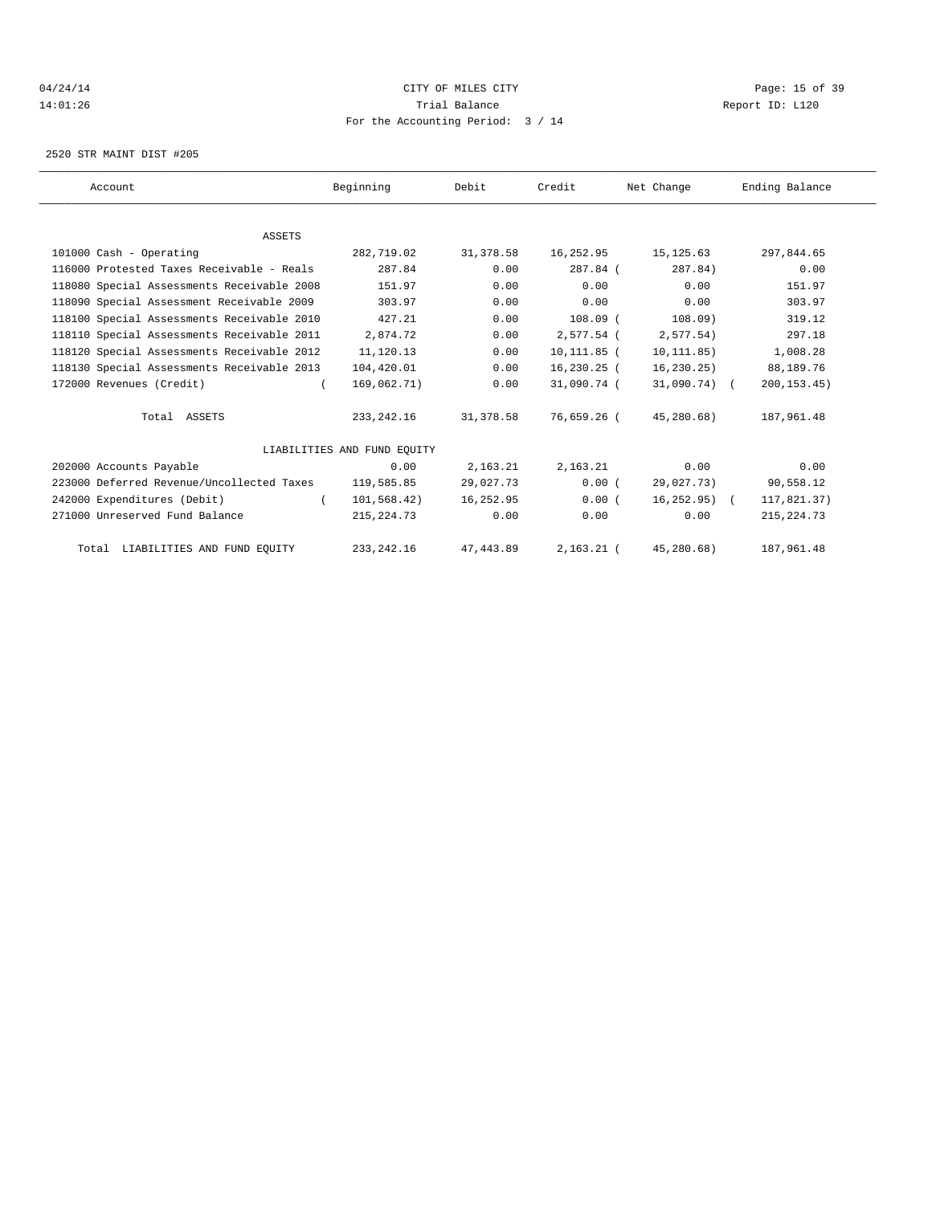CITY OF MILES CITY

Trial Balance

For the Accounting Period: 3 / 14

04/24/14 14:01:26 — Report ID: L120

2520 STR MAINT DIST #205

| Account | Beginning | Debit | Credit | Net Change | Ending Balance |
|---|---|---|---|---|---|
| **ASSETS** | | | | | |
| 101000 Cash - Operating | 282,719.02 | 31,378.58 | 16,252.95 | 15,125.63 | 297,844.65 |
| 116000 Protested Taxes Receivable - Reals | 287.84 | 0.00 | 287.84 | (287.84) | 0.00 |
| 118080 Special Assessments Receivable 2008 | 151.97 | 0.00 | 0.00 | 0.00 | 151.97 |
| 118090 Special Assessment Receivable 2009 | 303.97 | 0.00 | 0.00 | 0.00 | 303.97 |
| 118100 Special Assessments Receivable 2010 | 427.21 | 0.00 | 108.09 | (108.09) | 319.12 |
| 118110 Special Assessments Receivable 2011 | 2,874.72 | 0.00 | 2,577.54 | (2,577.54) | 297.18 |
| 118120 Special Assessments Receivable 2012 | 11,120.13 | 0.00 | 10,111.85 | (10,111.85) | 1,008.28 |
| 118130 Special Assessments Receivable 2013 | 104,420.01 | 0.00 | 16,230.25 | (16,230.25) | 88,189.76 |
| 172000 Revenues (Credit) | (169,062.71) | 0.00 | 31,090.74 | (31,090.74) | (200,153.45) |
| Total ASSETS | 233,242.16 | 31,378.58 | 76,659.26 | (45,280.68) | 187,961.48 |
| **LIABILITIES AND FUND EQUITY** | | | | | |
| 202000 Accounts Payable | 0.00 | 2,163.21 | 2,163.21 | 0.00 | 0.00 |
| 223000 Deferred Revenue/Uncollected Taxes | 119,585.85 | 29,027.73 | 0.00 | (29,027.73) | 90,558.12 |
| 242000 Expenditures (Debit) | (101,568.42) | 16,252.95 | 0.00 | (16,252.95) | (117,821.37) |
| 271000 Unreserved Fund Balance | 215,224.73 | 0.00 | 0.00 | 0.00 | 215,224.73 |
| Total LIABILITIES AND FUND EQUITY | 233,242.16 | 47,443.89 | 2,163.21 | (45,280.68) | 187,961.48 |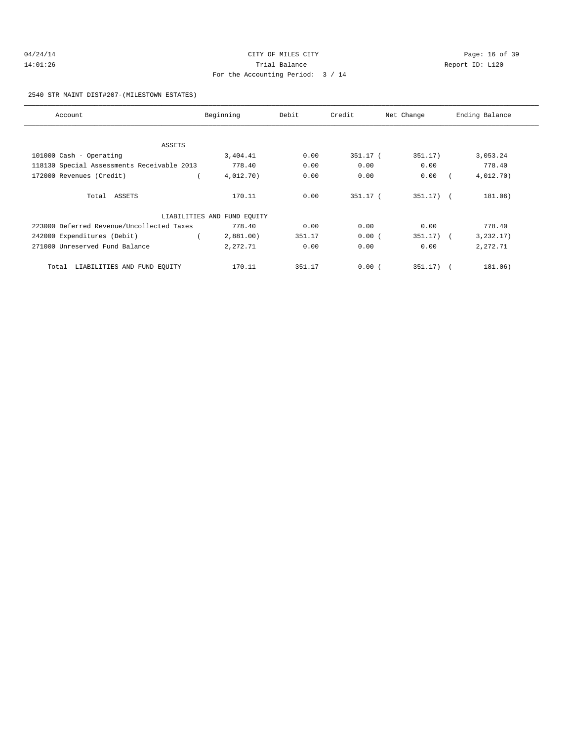CITY OF MILES CITY
Trial Balance
For the Accounting Period: 3 / 14

04/24/14
14:01:26

Report ID: L120

2540 STR MAINT DIST#207-(MILESTOWN ESTATES)

| Account | Beginning | Debit | Credit | Net Change | Ending Balance |
|---|---|---|---|---|---|
| ASSETS | | | | | |
| 101000 Cash - Operating | 3,404.41 | 0.00 | 351.17 | ( 351.17) | 3,053.24 |
| 118130 Special Assessments Receivable 2013 | 778.40 | 0.00 | 0.00 | 0.00 | 778.40 |
| 172000 Revenues (Credit) | ( 4,012.70) | 0.00 | 0.00 | 0.00 | ( 4,012.70) |
| Total ASSETS | 170.11 | 0.00 | 351.17 | ( 351.17) | ( 181.06) |
| LIABILITIES AND FUND EQUITY | | | | | |
| 223000 Deferred Revenue/Uncollected Taxes | 778.40 | 0.00 | 0.00 | 0.00 | 778.40 |
| 242000 Expenditures (Debit) | ( 2,881.00) | 351.17 | 0.00 | ( 351.17) | ( 3,232.17) |
| 271000 Unreserved Fund Balance | 2,272.71 | 0.00 | 0.00 | 0.00 | 2,272.71 |
| Total LIABILITIES AND FUND EQUITY | 170.11 | 351.17 | 0.00 | ( 351.17) | ( 181.06) |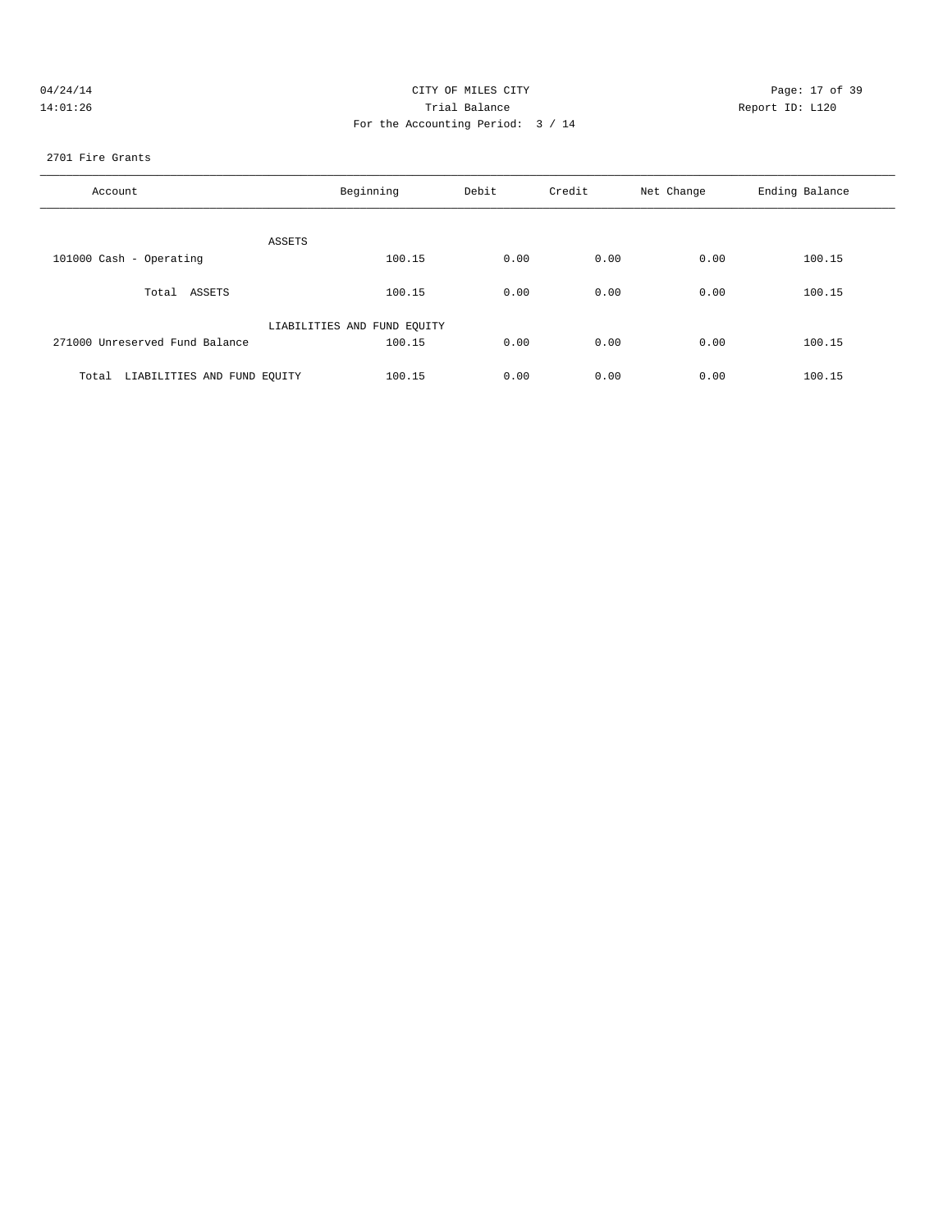CITY OF MILES CITY
Trial Balance
For the Accounting Period: 3 / 14

04/24/14
14:01:26

Report ID: L120

2701 Fire Grants

| Account | Beginning | Debit | Credit | Net Change | Ending Balance |
|---|---|---|---|---|---|
| ASSETS | | | | | |
| 101000 Cash - Operating | 100.15 | 0.00 | 0.00 | 0.00 | 100.15 |
| Total ASSETS | 100.15 | 0.00 | 0.00 | 0.00 | 100.15 |
| LIABILITIES AND FUND EQUITY | | | | | |
| 271000 Unreserved Fund Balance | 100.15 | 0.00 | 0.00 | 0.00 | 100.15 |
| Total LIABILITIES AND FUND EQUITY | 100.15 | 0.00 | 0.00 | 0.00 | 100.15 |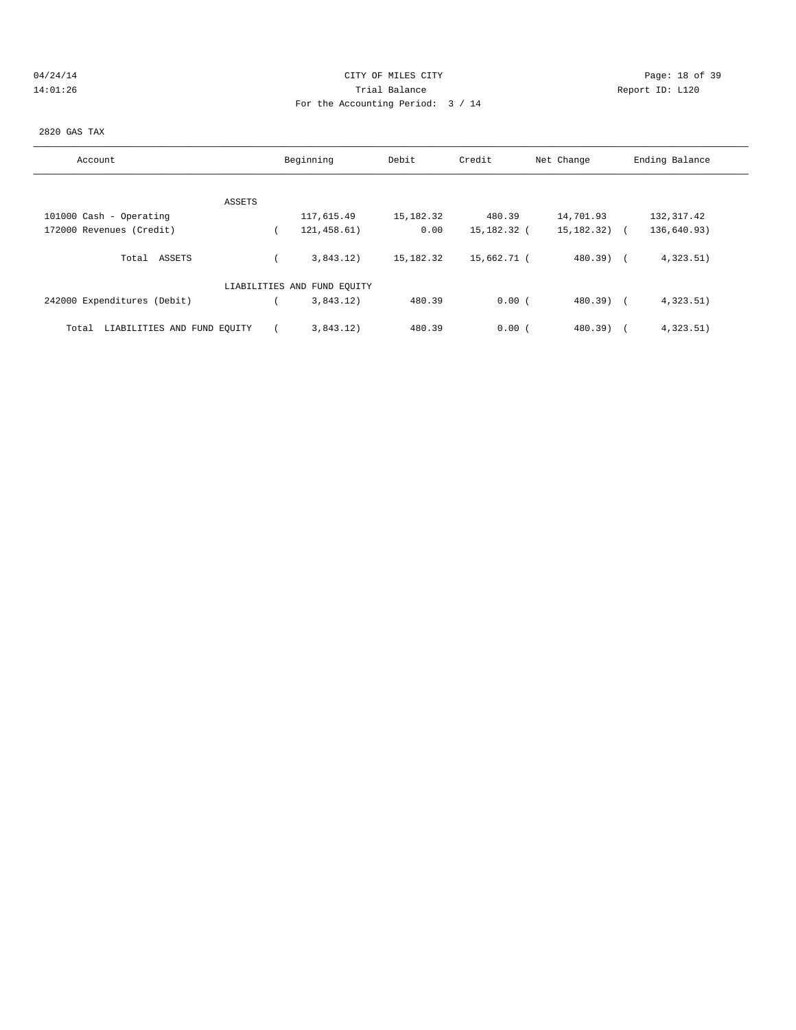04/24/14 CITY OF MILES CITY
14:01:26 Trial Balance Report ID: L120
For the Accounting Period: 3 / 14

2820 GAS TAX

| Account | Beginning | Debit | Credit | Net Change | Ending Balance |
|---|---|---|---|---|---|
| ASSETS | | | | | |
| 101000 Cash - Operating | 117,615.49 | 15,182.32 | 480.39 | 14,701.93 | 132,317.42 |
| 172000 Revenues (Credit) | ( 121,458.61) | 0.00 | 15,182.32 | ( 15,182.32) | ( 136,640.93) |
| Total ASSETS | ( 3,843.12) | 15,182.32 | 15,662.71 | ( 480.39) | ( 4,323.51) |
| LIABILITIES AND FUND EQUITY | | | | | |
| 242000 Expenditures (Debit) | ( 3,843.12) | 480.39 | 0.00 | ( 480.39) | ( 4,323.51) |
| Total LIABILITIES AND FUND EQUITY | ( 3,843.12) | 480.39 | 0.00 | ( 480.39) | ( 4,323.51) |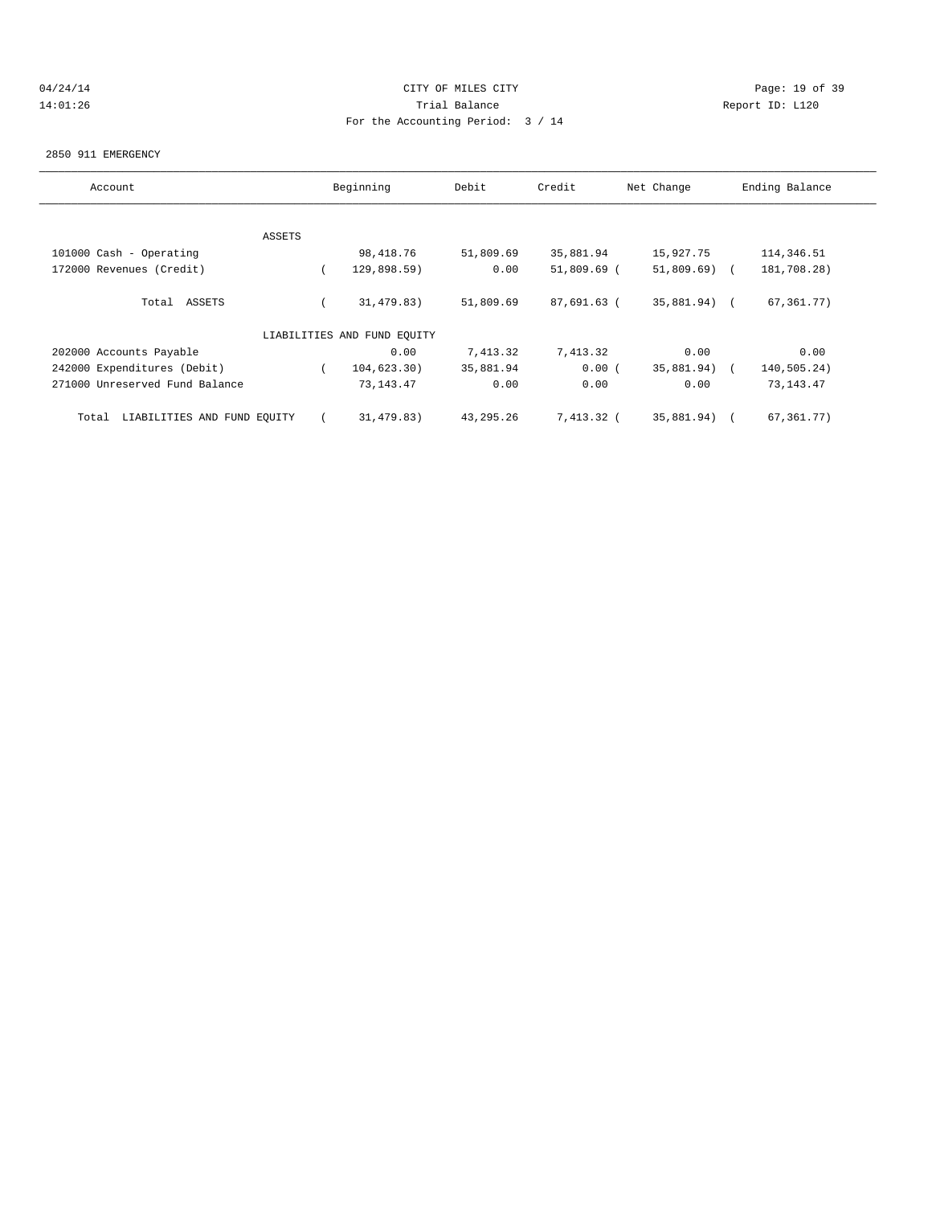CITY OF MILES CITY
Trial Balance
For the Accounting Period: 3 / 14

04/24/14
14:01:26

Report ID: L120

2850 911 EMERGENCY

| Account | Beginning | Debit | Credit | Net Change | Ending Balance |
|---|---|---|---|---|---|
| ASSETS | | | | | |
| 101000 Cash - Operating | 98,418.76 | 51,809.69 | 35,881.94 | 15,927.75 | 114,346.51 |
| 172000 Revenues (Credit) | ( 129,898.59) | 0.00 | 51,809.69 | ( 51,809.69) | ( 181,708.28) |
| Total ASSETS | ( 31,479.83) | 51,809.69 | 87,691.63 | ( 35,881.94) | ( 67,361.77) |
| LIABILITIES AND FUND EQUITY | | | | | |
| 202000 Accounts Payable | 0.00 | 7,413.32 | 7,413.32 | 0.00 | 0.00 |
| 242000 Expenditures (Debit) | ( 104,623.30) | 35,881.94 | 0.00 | ( 35,881.94) | ( 140,505.24) |
| 271000 Unreserved Fund Balance | 73,143.47 | 0.00 | 0.00 | 0.00 | 73,143.47 |
| Total LIABILITIES AND FUND EQUITY | ( 31,479.83) | 43,295.26 | 7,413.32 | ( 35,881.94) | ( 67,361.77) |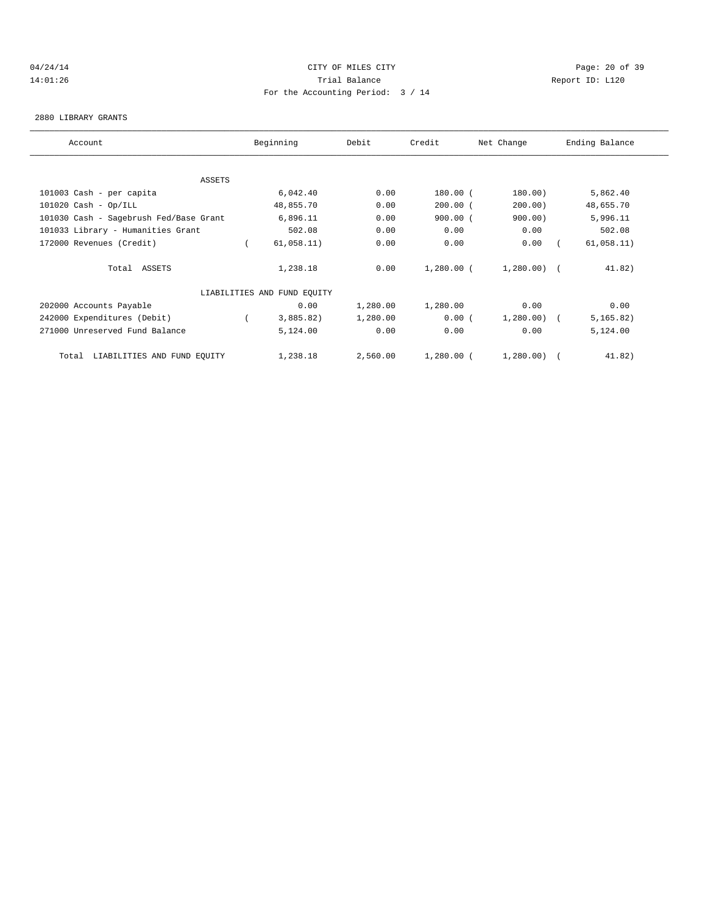CITY OF MILES CITY
Trial Balance
For the Accounting Period: 3 / 14

04/24/14
14:01:26

Report ID: L120

2880 LIBRARY GRANTS

| Account | Beginning | Debit | Credit | Net Change | Ending Balance |
|---|---|---|---|---|---|
| ASSETS | | | | | |
| 101003 Cash - per capita | 6,042.40 | 0.00 | 180.00 | (180.00) | 5,862.40 |
| 101020 Cash - Op/ILL | 48,855.70 | 0.00 | 200.00 | (200.00) | 48,655.70 |
| 101030 Cash - Sagebrush Fed/Base Grant | 6,896.11 | 0.00 | 900.00 | (900.00) | 5,996.11 |
| 101033 Library - Humanities Grant | 502.08 | 0.00 | 0.00 | 0.00 | 502.08 |
| 172000 Revenues (Credit) | (61,058.11) | 0.00 | 0.00 | 0.00 | (61,058.11) |
| Total ASSETS | 1,238.18 | 0.00 | 1,280.00 | (1,280.00) | (41.82) |
| LIABILITIES AND FUND EQUITY | | | | | |
| 202000 Accounts Payable | 0.00 | 1,280.00 | 1,280.00 | 0.00 | 0.00 |
| 242000 Expenditures (Debit) | (3,885.82) | 1,280.00 | 0.00 | (1,280.00) | (5,165.82) |
| 271000 Unreserved Fund Balance | 5,124.00 | 0.00 | 0.00 | 0.00 | 5,124.00 |
| Total LIABILITIES AND FUND EQUITY | 1,238.18 | 2,560.00 | 1,280.00 | (1,280.00) | (41.82) |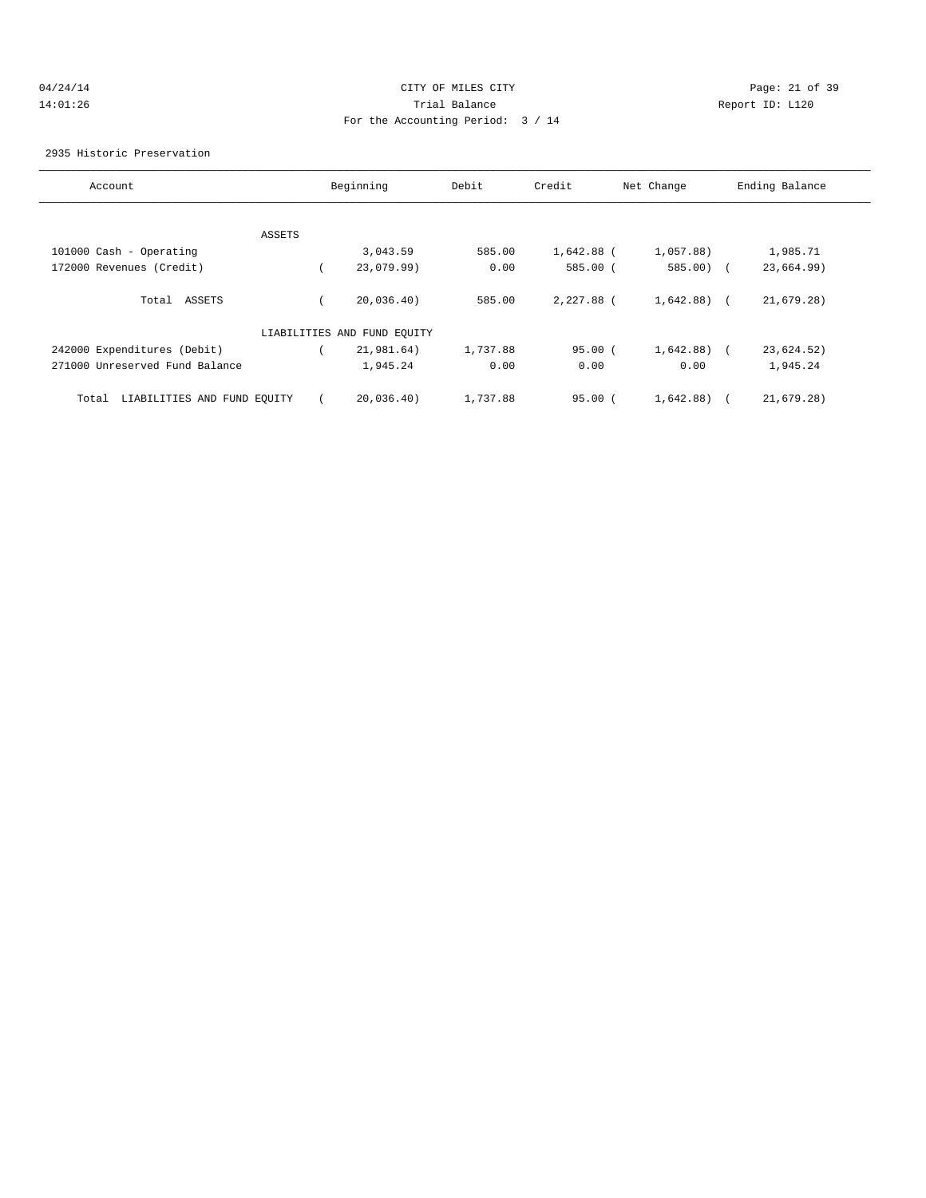CITY OF MILES CITY

Trial Balance

For the Accounting Period: 3 / 14

04/24/14 14:01:26 Report ID: L120

2935 Historic Preservation

| Account | Beginning | Debit | Credit | Net Change | Ending Balance |
|---|---|---|---|---|---|
| ASSETS | | | | | |
| 101000 Cash - Operating | 3,043.59 | 585.00 | 1,642.88 | (1,057.88) | 1,985.71 |
| 172000 Revenues (Credit) | (23,079.99) | 0.00 | 585.00 | (585.00) | (23,664.99) |
| Total ASSETS | (20,036.40) | 585.00 | 2,227.88 | (1,642.88) | (21,679.28) |
| LIABILITIES AND FUND EQUITY | | | | | |
| 242000 Expenditures (Debit) | (21,981.64) | 1,737.88 | 95.00 | (1,642.88) | (23,624.52) |
| 271000 Unreserved Fund Balance | 1,945.24 | 0.00 | 0.00 | 0.00 | 1,945.24 |
| Total LIABILITIES AND FUND EQUITY | (20,036.40) | 1,737.88 | 95.00 | (1,642.88) | (21,679.28) |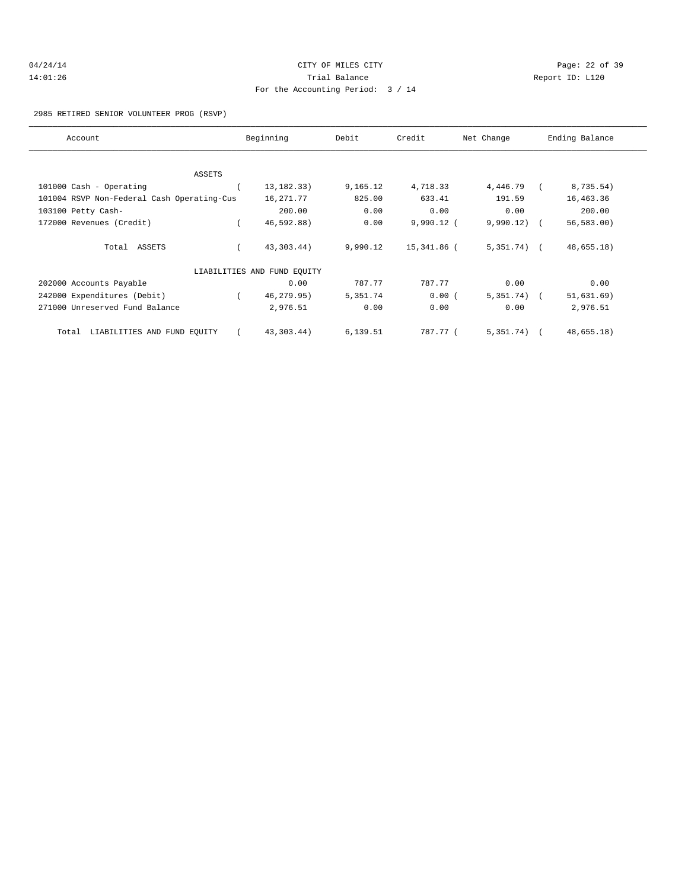CITY OF MILES CITY

Trial Balance

For the Accounting Period: 3 / 14

04/24/14 14:01:26 Report ID: L120

2985 RETIRED SENIOR VOLUNTEER PROG (RSVP)

| Account | Beginning | Debit | Credit | Net Change | Ending Balance |
|---|---|---|---|---|---|
| ASSETS | | | | | |
| 101000 Cash - Operating | ( 13,182.33) | 9,165.12 | 4,718.33 | 4,446.79 | ( 8,735.54) |
| 101004 RSVP Non-Federal Cash Operating-Cus | 16,271.77 | 825.00 | 633.41 | 191.59 | 16,463.36 |
| 103100 Petty Cash- | 200.00 | 0.00 | 0.00 | 0.00 | 200.00 |
| 172000 Revenues (Credit) | ( 46,592.88) | 0.00 | 9,990.12 | ( 9,990.12) | ( 56,583.00) |
| Total ASSETS | ( 43,303.44) | 9,990.12 | 15,341.86 | ( 5,351.74) | ( 48,655.18) |
| LIABILITIES AND FUND EQUITY | | | | | |
| 202000 Accounts Payable | 0.00 | 787.77 | 787.77 | 0.00 | 0.00 |
| 242000 Expenditures (Debit) | ( 46,279.95) | 5,351.74 | 0.00 | ( 5,351.74) | ( 51,631.69) |
| 271000 Unreserved Fund Balance | 2,976.51 | 0.00 | 0.00 | 0.00 | 2,976.51 |
| Total LIABILITIES AND FUND EQUITY | ( 43,303.44) | 6,139.51 | 787.77 | ( 5,351.74) | ( 48,655.18) |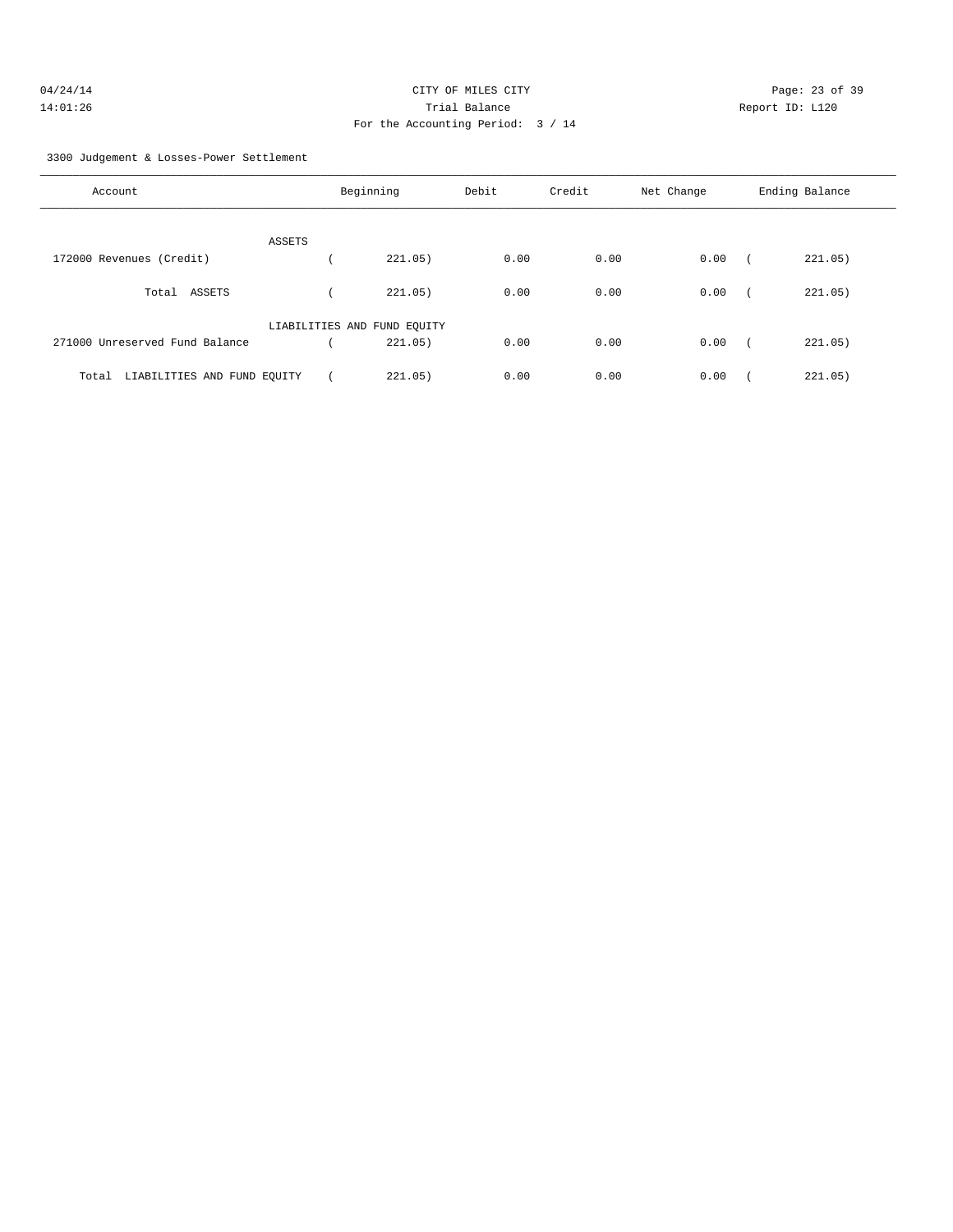CITY OF MILES CITY

Trial Balance

For the Accounting Period: 3 / 14

04/24/14 14:01:26 — Report ID: L120

3300 Judgement & Losses-Power Settlement

| Account | Beginning | Debit | Credit | Net Change | Ending Balance |
|---|---|---|---|---|---|
| ASSETS | | | | | |
| 172000 Revenues (Credit) | ( 221.05) | 0.00 | 0.00 | 0.00 | ( 221.05) |
| Total ASSETS | ( 221.05) | 0.00 | 0.00 | 0.00 | ( 221.05) |
| LIABILITIES AND FUND EQUITY | | | | | |
| 271000 Unreserved Fund Balance | ( 221.05) | 0.00 | 0.00 | 0.00 | ( 221.05) |
| Total LIABILITIES AND FUND EQUITY | ( 221.05) | 0.00 | 0.00 | 0.00 | ( 221.05) |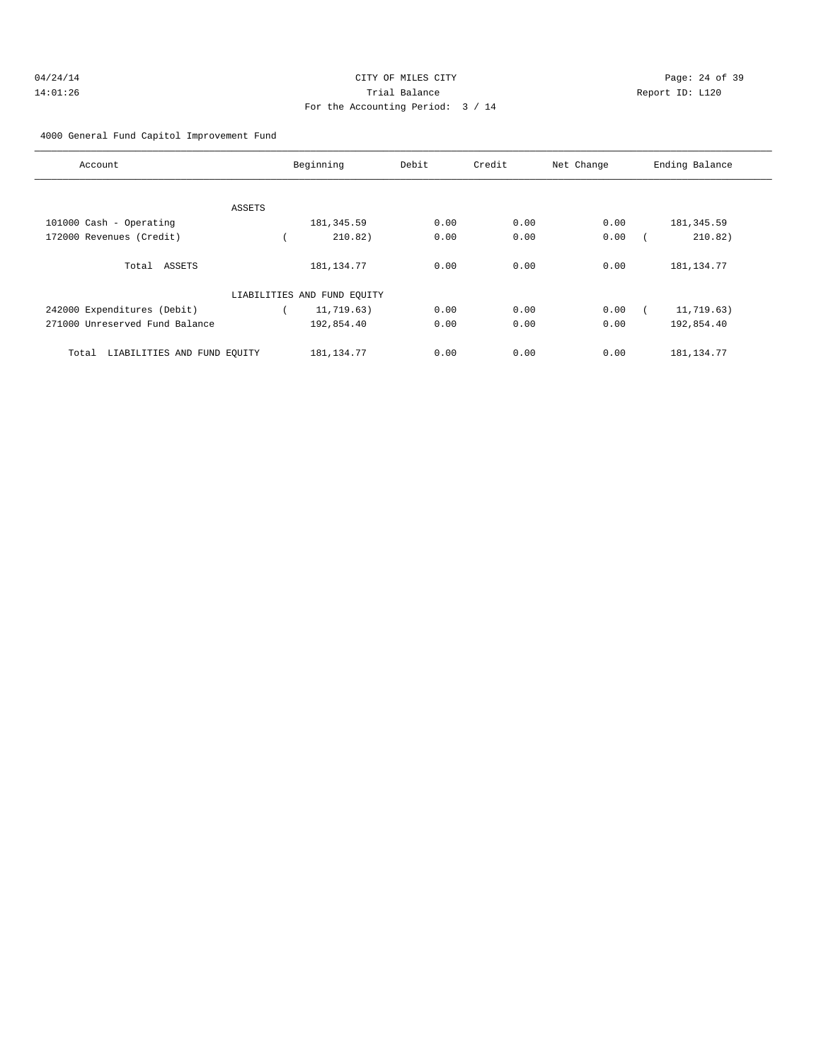CITY OF MILES CITY
Trial Balance
For the Accounting Period: 3 / 14

04/24/14
14:01:26

Report ID: L120

4000 General Fund Capitol Improvement Fund

| Account | Beginning | Debit | Credit | Net Change | Ending Balance |
|---|---|---|---|---|---|
| ASSETS | | | | | |
| 101000 Cash - Operating | 181,345.59 | 0.00 | 0.00 | 0.00 | 181,345.59 |
| 172000 Revenues (Credit) | ( 210.82) | 0.00 | 0.00 | 0.00 | ( 210.82) |
| Total ASSETS | 181,134.77 | 0.00 | 0.00 | 0.00 | 181,134.77 |
| LIABILITIES AND FUND EQUITY | | | | | |
| 242000 Expenditures (Debit) | ( 11,719.63) | 0.00 | 0.00 | 0.00 | ( 11,719.63) |
| 271000 Unreserved Fund Balance | 192,854.40 | 0.00 | 0.00 | 0.00 | 192,854.40 |
| Total LIABILITIES AND FUND EQUITY | 181,134.77 | 0.00 | 0.00 | 0.00 | 181,134.77 |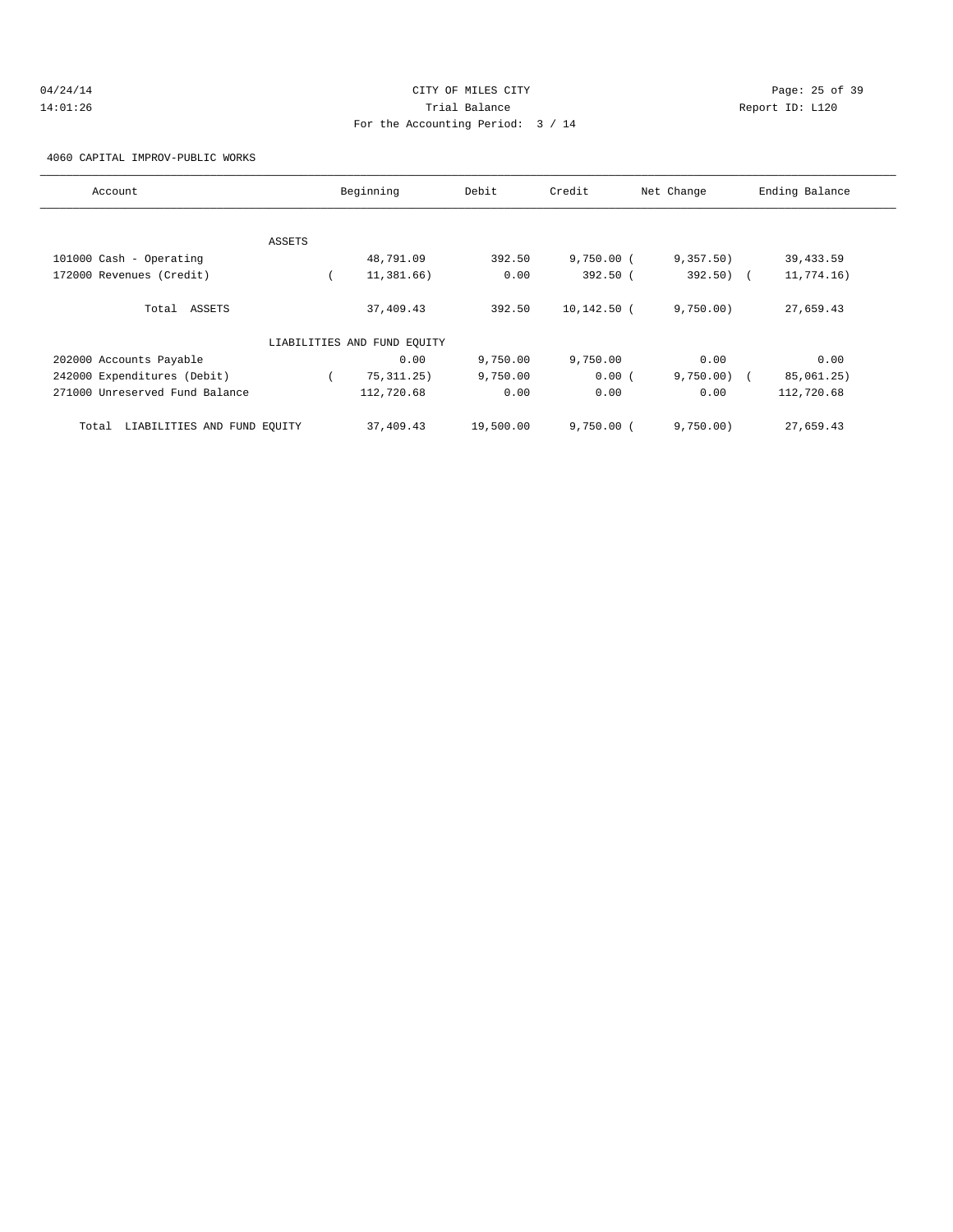CITY OF MILES CITY

Trial Balance

For the Accounting Period: 3 / 14

04/24/14 14:01:26 Report ID: L120

4060 CAPITAL IMPROV-PUBLIC WORKS

| Account | Beginning | Debit | Credit | Net Change | Ending Balance |
|---|---|---|---|---|---|
| ASSETS | | | | | |
| 101000 Cash - Operating | 48,791.09 | 392.50 | 9,750.00 | ( 9,357.50) | 39,433.59 |
| 172000 Revenues (Credit) | ( 11,381.66) | 0.00 | 392.50 | ( 392.50) | ( 11,774.16) |
| Total ASSETS | 37,409.43 | 392.50 | 10,142.50 | ( 9,750.00) | 27,659.43 |
| LIABILITIES AND FUND EQUITY | | | | | |
| 202000 Accounts Payable | 0.00 | 9,750.00 | 9,750.00 | 0.00 | 0.00 |
| 242000 Expenditures (Debit) | ( 75,311.25) | 9,750.00 | 0.00 | ( 9,750.00) | ( 85,061.25) |
| 271000 Unreserved Fund Balance | 112,720.68 | 0.00 | 0.00 | 0.00 | 112,720.68 |
| Total LIABILITIES AND FUND EQUITY | 37,409.43 | 19,500.00 | 9,750.00 | ( 9,750.00) | 27,659.43 |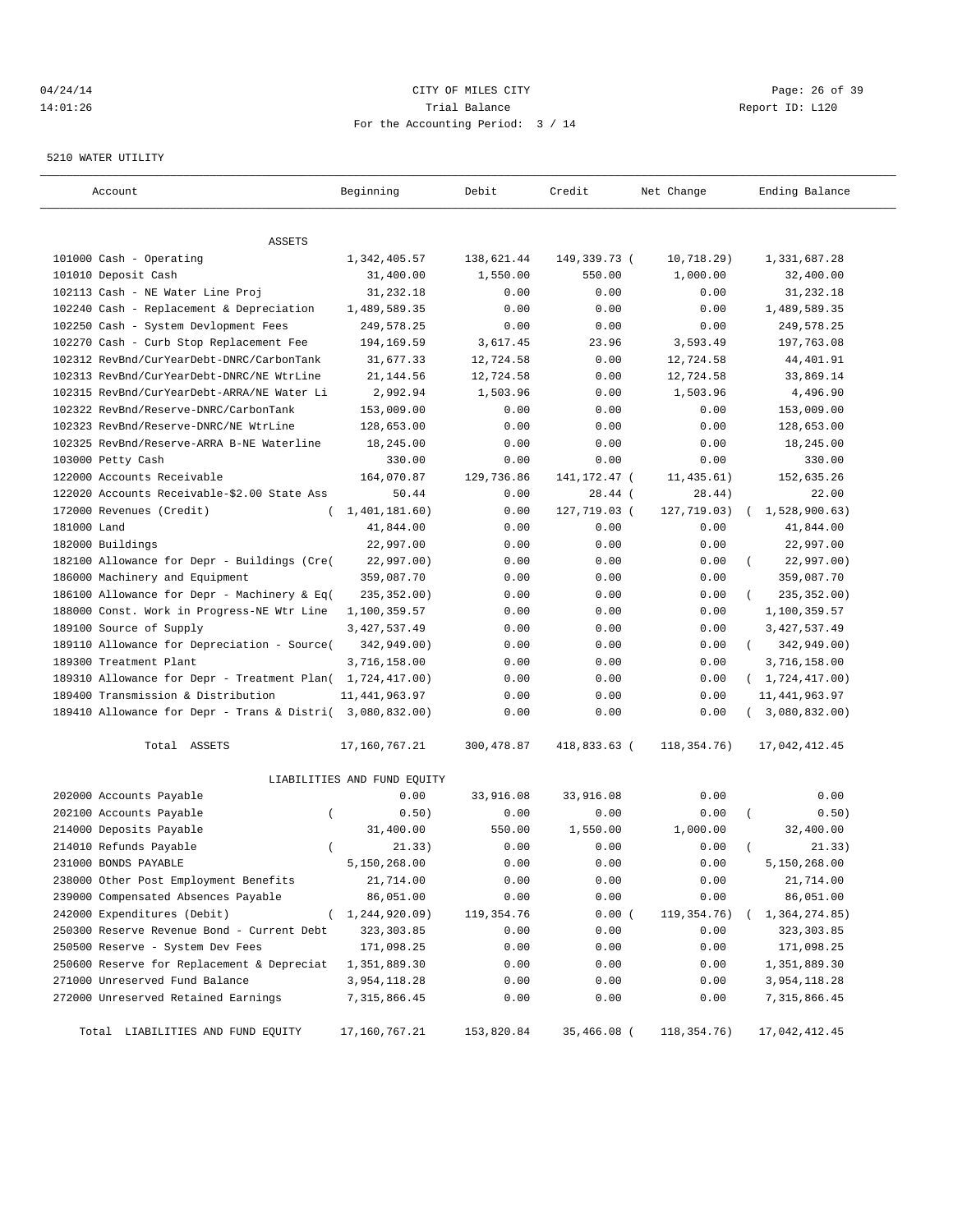CITY OF MILES CITY
Trial Balance
For the Accounting Period: 3 / 14

04/24/14
14:01:26

Report ID: L120

5210 WATER UTILITY

| Account | Beginning | Debit | Credit | Net Change | Ending Balance |
|---|---|---|---|---|---|
| ASSETS | | | | | |
| 101000 Cash - Operating | 1,342,405.57 | 138,621.44 | 149,339.73 | ( 10,718.29) | 1,331,687.28 |
| 101010 Deposit Cash | 31,400.00 | 1,550.00 | 550.00 | 1,000.00 | 32,400.00 |
| 102113 Cash - NE Water Line Proj | 31,232.18 | 0.00 | 0.00 | 0.00 | 31,232.18 |
| 102240 Cash - Replacement & Depreciation | 1,489,589.35 | 0.00 | 0.00 | 0.00 | 1,489,589.35 |
| 102250 Cash - System Devlopment Fees | 249,578.25 | 0.00 | 0.00 | 0.00 | 249,578.25 |
| 102270 Cash - Curb Stop Replacement Fee | 194,169.59 | 3,617.45 | 23.96 | 3,593.49 | 197,763.08 |
| 102312 RevBnd/CurYearDebt-DNRC/CarbonTank | 31,677.33 | 12,724.58 | 0.00 | 12,724.58 | 44,401.91 |
| 102313 RevBnd/CurYearDebt-DNRC/NE WtrLine | 21,144.56 | 12,724.58 | 0.00 | 12,724.58 | 33,869.14 |
| 102315 RevBnd/CurYearDebt-ARRA/NE Water Li | 2,992.94 | 1,503.96 | 0.00 | 1,503.96 | 4,496.90 |
| 102322 RevBnd/Reserve-DNRC/CarbonTank | 153,009.00 | 0.00 | 0.00 | 0.00 | 153,009.00 |
| 102323 RevBnd/Reserve-DNRC/NE WtrLine | 128,653.00 | 0.00 | 0.00 | 0.00 | 128,653.00 |
| 102325 RevBnd/Reserve-ARRA B-NE Waterline | 18,245.00 | 0.00 | 0.00 | 0.00 | 18,245.00 |
| 103000 Petty Cash | 330.00 | 0.00 | 0.00 | 0.00 | 330.00 |
| 122000 Accounts Receivable | 164,070.87 | 129,736.86 | 141,172.47 | ( 11,435.61) | 152,635.26 |
| 122020 Accounts Receivable-$2.00 State Ass | 50.44 | 0.00 | 28.44 | ( 28.44) | 22.00 |
| 172000 Revenues (Credit) | ( 1,401,181.60) | 0.00 | 127,719.03 | ( 127,719.03) | ( 1,528,900.63) |
| 181000 Land | 41,844.00 | 0.00 | 0.00 | 0.00 | 41,844.00 |
| 182000 Buildings | 22,997.00 | 0.00 | 0.00 | 0.00 | 22,997.00 |
| 182100 Allowance for Depr - Buildings (Cre( | 22,997.00) | 0.00 | 0.00 | 0.00 | ( 22,997.00) |
| 186000 Machinery and Equipment | 359,087.70 | 0.00 | 0.00 | 0.00 | 359,087.70 |
| 186100 Allowance for Depr - Machinery & Eq( | 235,352.00) | 0.00 | 0.00 | 0.00 | ( 235,352.00) |
| 188000 Const. Work in Progress-NE Wtr Line | 1,100,359.57 | 0.00 | 0.00 | 0.00 | 1,100,359.57 |
| 189100 Source of Supply | 3,427,537.49 | 0.00 | 0.00 | 0.00 | 3,427,537.49 |
| 189110 Allowance for Depreciation - Source( | 342,949.00) | 0.00 | 0.00 | 0.00 | ( 342,949.00) |
| 189300 Treatment Plant | 3,716,158.00 | 0.00 | 0.00 | 0.00 | 3,716,158.00 |
| 189310 Allowance for Depr - Treatment Plan( | 1,724,417.00) | 0.00 | 0.00 | 0.00 | ( 1,724,417.00) |
| 189400 Transmission & Distribution | 11,441,963.97 | 0.00 | 0.00 | 0.00 | 11,441,963.97 |
| 189410 Allowance for Depr - Trans & Distri( | 3,080,832.00) | 0.00 | 0.00 | 0.00 | ( 3,080,832.00) |
| Total ASSETS | 17,160,767.21 | 300,478.87 | 418,833.63 | ( 118,354.76) | 17,042,412.45 |
| LIABILITIES AND FUND EQUITY | | | | | |
| 202000 Accounts Payable | 0.00 | 33,916.08 | 33,916.08 | 0.00 | 0.00 |
| 202100 Accounts Payable | ( 0.50) | 0.00 | 0.00 | 0.00 | ( 0.50) |
| 214000 Deposits Payable | 31,400.00 | 550.00 | 1,550.00 | 1,000.00 | 32,400.00 |
| 214010 Refunds Payable | ( 21.33) | 0.00 | 0.00 | 0.00 | ( 21.33) |
| 231000 BONDS PAYABLE | 5,150,268.00 | 0.00 | 0.00 | 0.00 | 5,150,268.00 |
| 238000 Other Post Employment Benefits | 21,714.00 | 0.00 | 0.00 | 0.00 | 21,714.00 |
| 239000 Compensated Absences Payable | 86,051.00 | 0.00 | 0.00 | 0.00 | 86,051.00 |
| 242000 Expenditures (Debit) | ( 1,244,920.09) | 119,354.76 | 0.00 | ( 119,354.76) | ( 1,364,274.85) |
| 250300 Reserve Revenue Bond - Current Debt | 323,303.85 | 0.00 | 0.00 | 0.00 | 323,303.85 |
| 250500 Reserve - System Dev Fees | 171,098.25 | 0.00 | 0.00 | 0.00 | 171,098.25 |
| 250600 Reserve for Replacement & Depreciat | 1,351,889.30 | 0.00 | 0.00 | 0.00 | 1,351,889.30 |
| 271000 Unreserved Fund Balance | 3,954,118.28 | 0.00 | 0.00 | 0.00 | 3,954,118.28 |
| 272000 Unreserved Retained Earnings | 7,315,866.45 | 0.00 | 0.00 | 0.00 | 7,315,866.45 |
| Total LIABILITIES AND FUND EQUITY | 17,160,767.21 | 153,820.84 | 35,466.08 | ( 118,354.76) | 17,042,412.45 |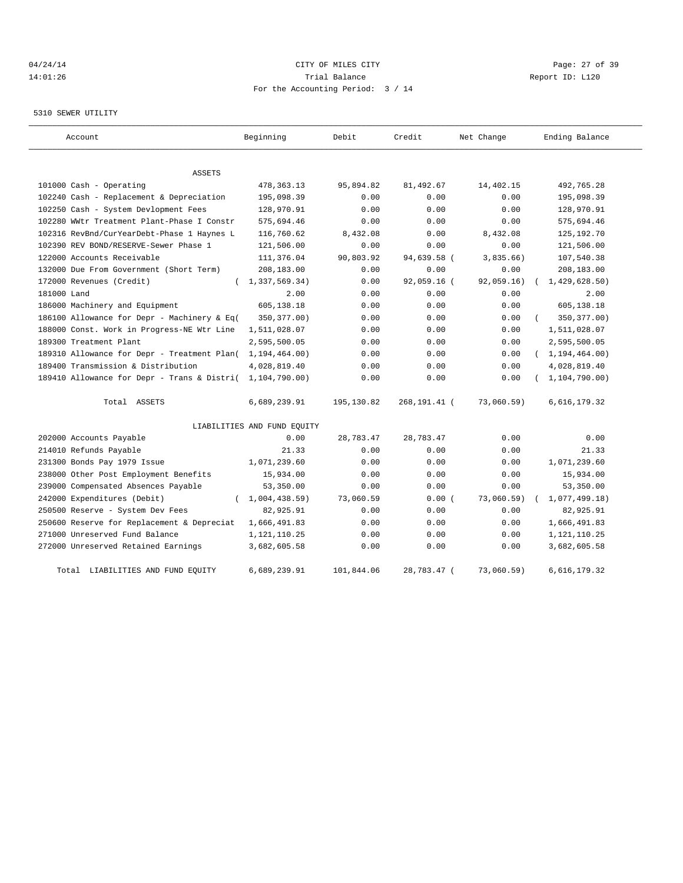CITY OF MILES CITY
Trial Balance
For the Accounting Period: 3 / 14

04/24/14
14:01:26

Report ID: L120

5310 SEWER UTILITY

| Account | Beginning | Debit | Credit | Net Change | Ending Balance |
|---|---|---|---|---|---|
| ASSETS | | | | | |
| 101000 Cash - Operating | 478,363.13 | 95,894.82 | 81,492.67 | 14,402.15 | 492,765.28 |
| 102240 Cash - Replacement & Depreciation | 195,098.39 | 0.00 | 0.00 | 0.00 | 195,098.39 |
| 102250 Cash - System Devlopment Fees | 128,970.91 | 0.00 | 0.00 | 0.00 | 128,970.91 |
| 102280 WWtr Treatment Plant-Phase I Constr | 575,694.46 | 0.00 | 0.00 | 0.00 | 575,694.46 |
| 102316 RevBnd/CurYearDebt-Phase 1 Haynes L | 116,760.62 | 8,432.08 | 0.00 | 8,432.08 | 125,192.70 |
| 102390 REV BOND/RESERVE-Sewer Phase 1 | 121,506.00 | 0.00 | 0.00 | 0.00 | 121,506.00 |
| 122000 Accounts Receivable | 111,376.04 | 90,803.92 | 94,639.58 | (3,835.66) | 107,540.38 |
| 132000 Due From Government (Short Term) | 208,183.00 | 0.00 | 0.00 | 0.00 | 208,183.00 |
| 172000 Revenues (Credit) | (1,337,569.34) | 0.00 | 92,059.16 | (92,059.16) | (1,429,628.50) |
| 181000 Land | 2.00 | 0.00 | 0.00 | 0.00 | 2.00 |
| 186000 Machinery and Equipment | 605,138.18 | 0.00 | 0.00 | 0.00 | 605,138.18 |
| 186100 Allowance for Depr - Machinery & Eq | (350,377.00) | 0.00 | 0.00 | 0.00 | (350,377.00) |
| 188000 Const. Work in Progress-NE Wtr Line | 1,511,028.07 | 0.00 | 0.00 | 0.00 | 1,511,028.07 |
| 189300 Treatment Plant | 2,595,500.05 | 0.00 | 0.00 | 0.00 | 2,595,500.05 |
| 189310 Allowance for Depr - Treatment Plan | (1,194,464.00) | 0.00 | 0.00 | 0.00 | (1,194,464.00) |
| 189400 Transmission & Distribution | 4,028,819.40 | 0.00 | 0.00 | 0.00 | 4,028,819.40 |
| 189410 Allowance for Depr - Trans & Distri | (1,104,790.00) | 0.00 | 0.00 | 0.00 | (1,104,790.00) |
| Total ASSETS | 6,689,239.91 | 195,130.82 | 268,191.41 | (73,060.59) | 6,616,179.32 |
| LIABILITIES AND FUND EQUITY | | | | | |
| 202000 Accounts Payable | 0.00 | 28,783.47 | 28,783.47 | 0.00 | 0.00 |
| 214010 Refunds Payable | 21.33 | 0.00 | 0.00 | 0.00 | 21.33 |
| 231300 Bonds Pay 1979 Issue | 1,071,239.60 | 0.00 | 0.00 | 0.00 | 1,071,239.60 |
| 238000 Other Post Employment Benefits | 15,934.00 | 0.00 | 0.00 | 0.00 | 15,934.00 |
| 239000 Compensated Absences Payable | 53,350.00 | 0.00 | 0.00 | 0.00 | 53,350.00 |
| 242000 Expenditures (Debit) | (1,004,438.59) | 73,060.59 | 0.00 | (73,060.59) | (1,077,499.18) |
| 250500 Reserve - System Dev Fees | 82,925.91 | 0.00 | 0.00 | 0.00 | 82,925.91 |
| 250600 Reserve for Replacement & Depreciat | 1,666,491.83 | 0.00 | 0.00 | 0.00 | 1,666,491.83 |
| 271000 Unreserved Fund Balance | 1,121,110.25 | 0.00 | 0.00 | 0.00 | 1,121,110.25 |
| 272000 Unreserved Retained Earnings | 3,682,605.58 | 0.00 | 0.00 | 0.00 | 3,682,605.58 |
| Total LIABILITIES AND FUND EQUITY | 6,689,239.91 | 101,844.06 | 28,783.47 | (73,060.59) | 6,616,179.32 |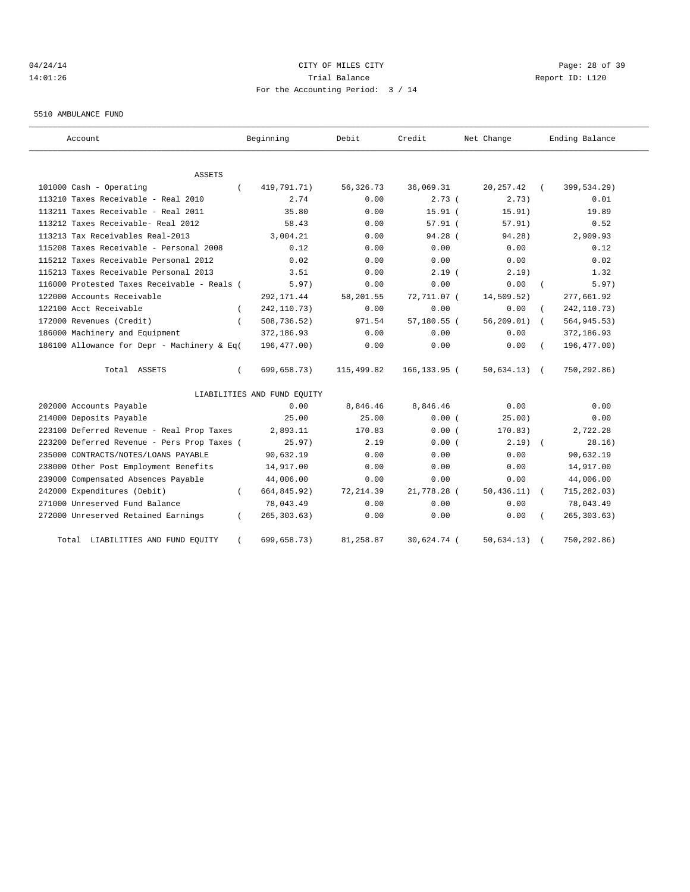CITY OF MILES CITY

Trial Balance

For the Accounting Period: 3 / 14

04/24/14 14:01:26 Report ID: L120

5510 AMBULANCE FUND

| Account | Beginning | Debit | Credit | Net Change | Ending Balance |
|---|---|---|---|---|---|
| ASSETS | | | | | |
| 101000 Cash - Operating | (419,791.71) | 56,326.73 | 36,069.31 | 20,257.42 | (399,534.29) |
| 113210 Taxes Receivable - Real 2010 | 2.74 | 0.00 | 2.73 | (2.73) | 0.01 |
| 113211 Taxes Receivable - Real 2011 | 35.80 | 0.00 | 15.91 | (15.91) | 19.89 |
| 113212 Taxes Receivable- Real 2012 | 58.43 | 0.00 | 57.91 | (57.91) | 0.52 |
| 113213 Tax Receivables Real-2013 | 3,004.21 | 0.00 | 94.28 | (94.28) | 2,909.93 |
| 115208 Taxes Receivable - Personal 2008 | 0.12 | 0.00 | 0.00 | 0.00 | 0.12 |
| 115212 Taxes Receivable Personal 2012 | 0.02 | 0.00 | 0.00 | 0.00 | 0.02 |
| 115213 Taxes Receivable Personal 2013 | 3.51 | 0.00 | 2.19 | (2.19) | 1.32 |
| 116000 Protested Taxes Receivable - Reals | (5.97) | 0.00 | 0.00 | 0.00 | (5.97) |
| 122000 Accounts Receivable | 292,171.44 | 58,201.55 | 72,711.07 | (14,509.52) | 277,661.92 |
| 122100 Acct Receivable | (242,110.73) | 0.00 | 0.00 | 0.00 | (242,110.73) |
| 172000 Revenues (Credit) | (508,736.52) | 971.54 | 57,180.55 | (56,209.01) | (564,945.53) |
| 186000 Machinery and Equipment | 372,186.93 | 0.00 | 0.00 | 0.00 | 372,186.93 |
| 186100 Allowance for Depr - Machinery & Eq | (196,477.00) | 0.00 | 0.00 | 0.00 | (196,477.00) |
| Total ASSETS | (699,658.73) | 115,499.82 | 166,133.95 | (50,634.13) | (750,292.86) |
| LIABILITIES AND FUND EQUITY | | | | | |
| 202000 Accounts Payable | 0.00 | 8,846.46 | 8,846.46 | 0.00 | 0.00 |
| 214000 Deposits Payable | 25.00 | 25.00 | 0.00 | (25.00) | 0.00 |
| 223100 Deferred Revenue - Real Prop Taxes | 2,893.11 | 170.83 | 0.00 | (170.83) | 2,722.28 |
| 223200 Deferred Revenue - Pers Prop Taxes | (25.97) | 2.19 | 0.00 | (2.19) | (28.16) |
| 235000 CONTRACTS/NOTES/LOANS PAYABLE | 90,632.19 | 0.00 | 0.00 | 0.00 | 90,632.19 |
| 238000 Other Post Employment Benefits | 14,917.00 | 0.00 | 0.00 | 0.00 | 14,917.00 |
| 239000 Compensated Absences Payable | 44,006.00 | 0.00 | 0.00 | 0.00 | 44,006.00 |
| 242000 Expenditures (Debit) | (664,845.92) | 72,214.39 | 21,778.28 | (50,436.11) | (715,282.03) |
| 271000 Unreserved Fund Balance | 78,043.49 | 0.00 | 0.00 | 0.00 | 78,043.49 |
| 272000 Unreserved Retained Earnings | (265,303.63) | 0.00 | 0.00 | 0.00 | (265,303.63) |
| Total LIABILITIES AND FUND EQUITY | (699,658.73) | 81,258.87 | 30,624.74 | (50,634.13) | (750,292.86) |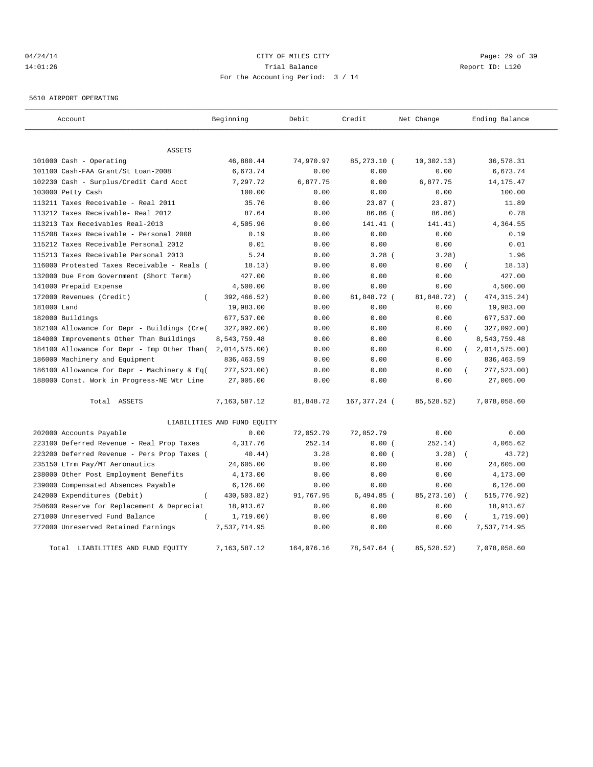CITY OF MILES CITY
Trial Balance
For the Accounting Period: 3 / 14

04/24/14
14:01:26

Report ID: L120

5610 AIRPORT OPERATING

| Account | Beginning | Debit | Credit | Net Change | Ending Balance |
|---|---|---|---|---|---|
| ASSETS | | | | | |
| 101000 Cash - Operating | 46,880.44 | 74,970.97 | 85,273.10 | ( 10,302.13) | 36,578.31 |
| 101100 Cash-FAA Grant/St Loan-2008 | 6,673.74 | 0.00 | 0.00 | 0.00 | 6,673.74 |
| 102230 Cash - Surplus/Credit Card Acct | 7,297.72 | 6,877.75 | 0.00 | 6,877.75 | 14,175.47 |
| 103000 Petty Cash | 100.00 | 0.00 | 0.00 | 0.00 | 100.00 |
| 113211 Taxes Receivable - Real 2011 | 35.76 | 0.00 | 23.87 | ( 23.87) | 11.89 |
| 113212 Taxes Receivable- Real 2012 | 87.64 | 0.00 | 86.86 | ( 86.86) | 0.78 |
| 113213 Tax Receivables Real-2013 | 4,505.96 | 0.00 | 141.41 | ( 141.41) | 4,364.55 |
| 115208 Taxes Receivable - Personal 2008 | 0.19 | 0.00 | 0.00 | 0.00 | 0.19 |
| 115212 Taxes Receivable Personal 2012 | 0.01 | 0.00 | 0.00 | 0.00 | 0.01 |
| 115213 Taxes Receivable Personal 2013 | 5.24 | 0.00 | 3.28 | ( 3.28) | 1.96 |
| 116000 Protested Taxes Receivable - Reals | ( 18.13) | 0.00 | 0.00 | 0.00 | ( 18.13) |
| 132000 Due From Government (Short Term) | 427.00 | 0.00 | 0.00 | 0.00 | 427.00 |
| 141000 Prepaid Expense | 4,500.00 | 0.00 | 0.00 | 0.00 | 4,500.00 |
| 172000 Revenues (Credit) | ( 392,466.52) | 0.00 | 81,848.72 | ( 81,848.72) | ( 474,315.24) |
| 181000 Land | 19,983.00 | 0.00 | 0.00 | 0.00 | 19,983.00 |
| 182000 Buildings | 677,537.00 | 0.00 | 0.00 | 0.00 | 677,537.00 |
| 182100 Allowance for Depr - Buildings (Cre | ( 327,092.00) | 0.00 | 0.00 | 0.00 | ( 327,092.00) |
| 184000 Improvements Other Than Buildings | 8,543,759.48 | 0.00 | 0.00 | 0.00 | 8,543,759.48 |
| 184100 Allowance for Depr - Imp Other Than | ( 2,014,575.00) | 0.00 | 0.00 | 0.00 | ( 2,014,575.00) |
| 186000 Machinery and Equipment | 836,463.59 | 0.00 | 0.00 | 0.00 | 836,463.59 |
| 186100 Allowance for Depr - Machinery & Eq | ( 277,523.00) | 0.00 | 0.00 | 0.00 | ( 277,523.00) |
| 188000 Const. Work in Progress-NE Wtr Line | 27,005.00 | 0.00 | 0.00 | 0.00 | 27,005.00 |
| Total ASSETS | 7,163,587.12 | 81,848.72 | 167,377.24 | ( 85,528.52) | 7,078,058.60 |
| LIABILITIES AND FUND EQUITY | | | | | |
| 202000 Accounts Payable | 0.00 | 72,052.79 | 72,052.79 | 0.00 | 0.00 |
| 223100 Deferred Revenue - Real Prop Taxes | 4,317.76 | 252.14 | 0.00 | ( 252.14) | 4,065.62 |
| 223200 Deferred Revenue - Pers Prop Taxes | ( 40.44) | 3.28 | 0.00 | ( 3.28) | ( 43.72) |
| 235150 LTrm Pay/MT Aeronautics | 24,605.00 | 0.00 | 0.00 | 0.00 | 24,605.00 |
| 238000 Other Post Employment Benefits | 4,173.00 | 0.00 | 0.00 | 0.00 | 4,173.00 |
| 239000 Compensated Absences Payable | 6,126.00 | 0.00 | 0.00 | 0.00 | 6,126.00 |
| 242000 Expenditures (Debit) | ( 430,503.82) | 91,767.95 | 6,494.85 | ( 85,273.10) | ( 515,776.92) |
| 250600 Reserve for Replacement & Depreciat | 18,913.67 | 0.00 | 0.00 | 0.00 | 18,913.67 |
| 271000 Unreserved Fund Balance | ( 1,719.00) | 0.00 | 0.00 | 0.00 | ( 1,719.00) |
| 272000 Unreserved Retained Earnings | 7,537,714.95 | 0.00 | 0.00 | 0.00 | 7,537,714.95 |
| Total LIABILITIES AND FUND EQUITY | 7,163,587.12 | 164,076.16 | 78,547.64 | ( 85,528.52) | 7,078,058.60 |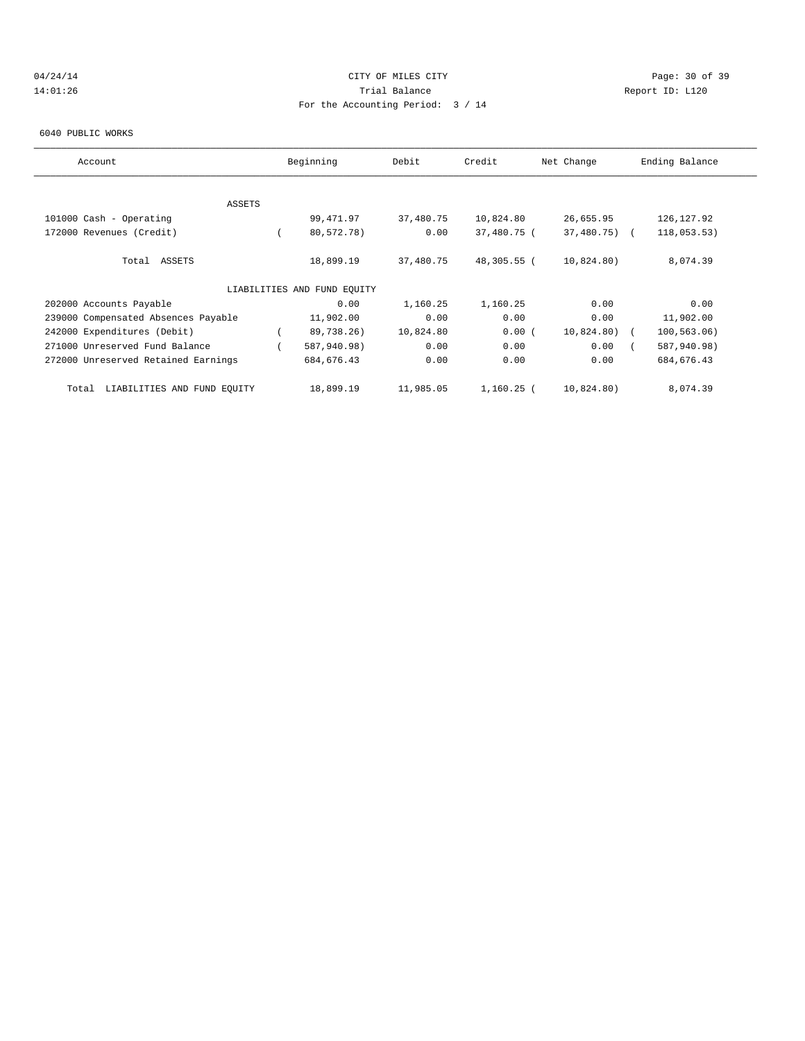CITY OF MILES CITY
Trial Balance
For the Accounting Period: 3 / 14

04/24/14
14:01:26

Report ID: L120

6040 PUBLIC WORKS

| Account | Beginning | Debit | Credit | Net Change | Ending Balance |
|---|---|---|---|---|---|
| ASSETS | | | | | |
| 101000 Cash - Operating | 99,471.97 | 37,480.75 | 10,824.80 | 26,655.95 | 126,127.92 |
| 172000 Revenues (Credit) | ( 80,572.78) | 0.00 | 37,480.75 | ( 37,480.75) | ( 118,053.53) |
| Total ASSETS | 18,899.19 | 37,480.75 | 48,305.55 | ( 10,824.80) | 8,074.39 |
| LIABILITIES AND FUND EQUITY | | | | | |
| 202000 Accounts Payable | 0.00 | 1,160.25 | 1,160.25 | 0.00 | 0.00 |
| 239000 Compensated Absences Payable | 11,902.00 | 0.00 | 0.00 | 0.00 | 11,902.00 |
| 242000 Expenditures (Debit) | ( 89,738.26) | 10,824.80 | 0.00 | ( 10,824.80) | ( 100,563.06) |
| 271000 Unreserved Fund Balance | ( 587,940.98) | 0.00 | 0.00 | 0.00 | ( 587,940.98) |
| 272000 Unreserved Retained Earnings | 684,676.43 | 0.00 | 0.00 | 0.00 | 684,676.43 |
| Total LIABILITIES AND FUND EQUITY | 18,899.19 | 11,985.05 | 1,160.25 | ( 10,824.80) | 8,074.39 |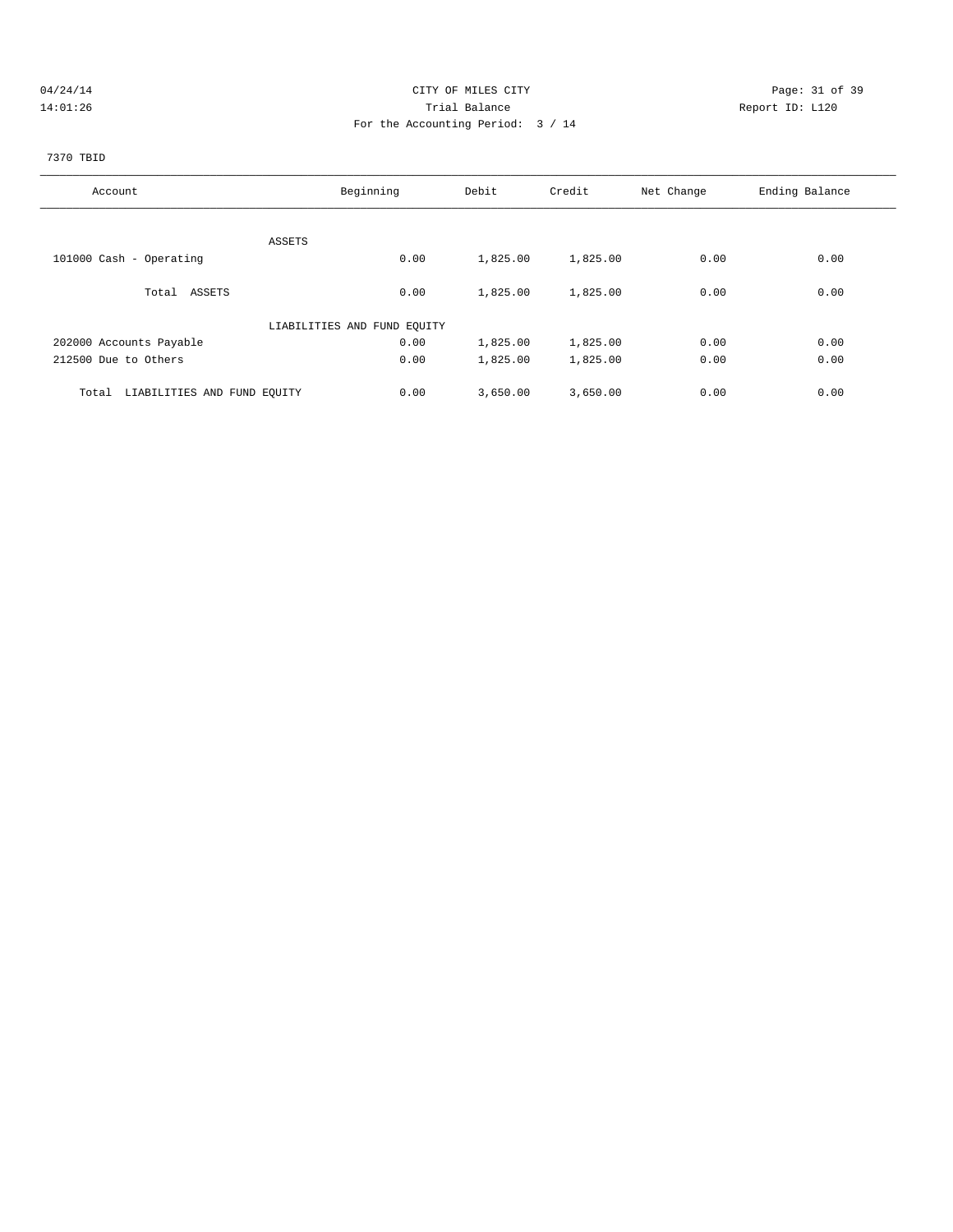CITY OF MILES CITY
Trial Balance
For the Accounting Period: 3 / 14

04/24/14 14:01:26 Report ID: L120

7370 TBID

| Account | Beginning | Debit | Credit | Net Change | Ending Balance |
|---|---|---|---|---|---|
| ASSETS | | | | | |
| 101000 Cash - Operating | 0.00 | 1,825.00 | 1,825.00 | 0.00 | 0.00 |
| Total ASSETS | 0.00 | 1,825.00 | 1,825.00 | 0.00 | 0.00 |
| LIABILITIES AND FUND EQUITY | | | | | |
| 202000 Accounts Payable | 0.00 | 1,825.00 | 1,825.00 | 0.00 | 0.00 |
| 212500 Due to Others | 0.00 | 1,825.00 | 1,825.00 | 0.00 | 0.00 |
| Total LIABILITIES AND FUND EQUITY | 0.00 | 3,650.00 | 3,650.00 | 0.00 | 0.00 |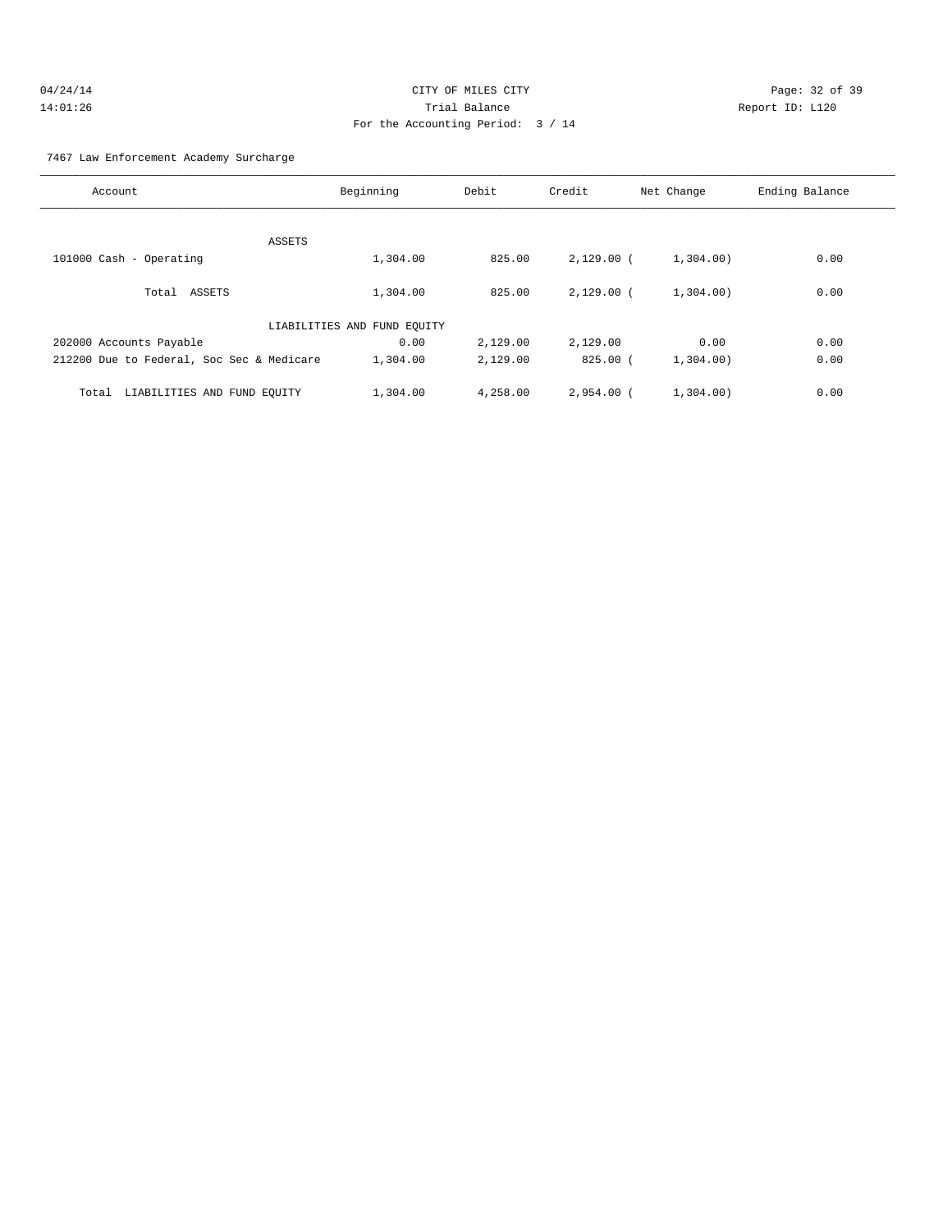CITY OF MILES CITY
Trial Balance
For the Accounting Period: 3 / 14

04/24/14
14:01:26

Report ID: L120

7467 Law Enforcement Academy Surcharge

| Account | Beginning | Debit | Credit | Net Change | Ending Balance |
|---|---|---|---|---|---|
| ASSETS | | | | | |
| 101000 Cash - Operating | 1,304.00 | 825.00 | 2,129.00 | ( 1,304.00) | 0.00 |
| Total ASSETS | 1,304.00 | 825.00 | 2,129.00 | ( 1,304.00) | 0.00 |
| LIABILITIES AND FUND EQUITY | | | | | |
| 202000 Accounts Payable | 0.00 | 2,129.00 | 2,129.00 | 0.00 | 0.00 |
| 212200 Due to Federal, Soc Sec & Medicare | 1,304.00 | 2,129.00 | 825.00 | ( 1,304.00) | 0.00 |
| Total LIABILITIES AND FUND EQUITY | 1,304.00 | 4,258.00 | 2,954.00 | ( 1,304.00) | 0.00 |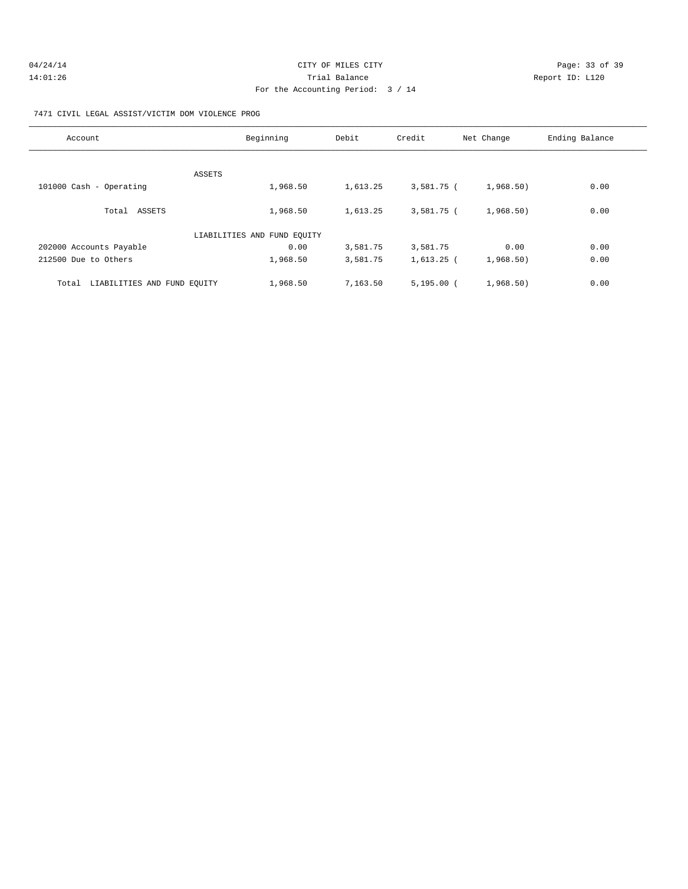04/24/14 CITY OF MILES CITY
14:01:26 Trial Balance Report ID: L120
For the Accounting Period: 3 / 14

7471 CIVIL LEGAL ASSIST/VICTIM DOM VIOLENCE PROG

| Account | Beginning | Debit | Credit | Net Change | Ending Balance |
|---|---|---|---|---|---|
| ASSETS | | | | | |
| 101000 Cash - Operating | 1,968.50 | 1,613.25 | 3,581.75 | ( 1,968.50) | 0.00 |
| Total ASSETS | 1,968.50 | 1,613.25 | 3,581.75 | ( 1,968.50) | 0.00 |
| LIABILITIES AND FUND EQUITY | | | | | |
| 202000 Accounts Payable | 0.00 | 3,581.75 | 3,581.75 | 0.00 | 0.00 |
| 212500 Due to Others | 1,968.50 | 3,581.75 | 1,613.25 | ( 1,968.50) | 0.00 |
| Total LIABILITIES AND FUND EQUITY | 1,968.50 | 7,163.50 | 5,195.00 | ( 1,968.50) | 0.00 |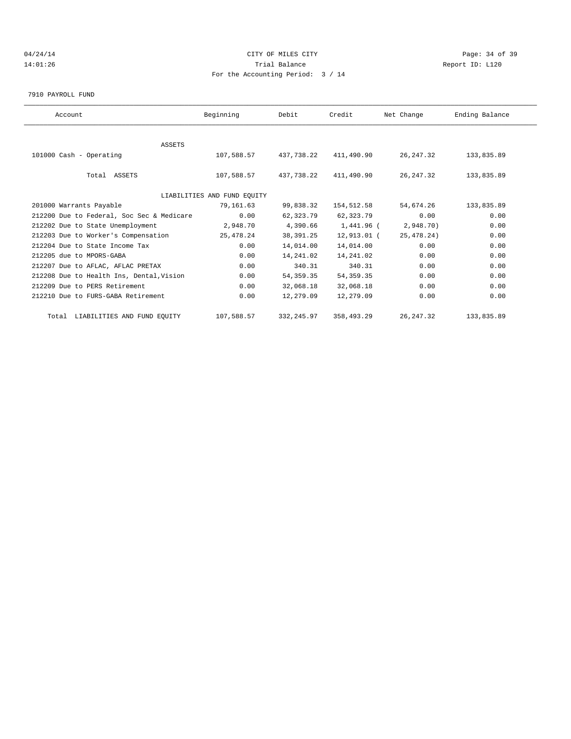CITY OF MILES CITY
Trial Balance
For the Accounting Period: 3 / 14

04/24/14
14:01:26

Report ID: L120

7910 PAYROLL FUND

| Account | Beginning | Debit | Credit | Net Change | Ending Balance |
|---|---|---|---|---|---|
| ASSETS | | | | | |
| 101000 Cash - Operating | 107,588.57 | 437,738.22 | 411,490.90 | 26,247.32 | 133,835.89 |
| Total ASSETS | 107,588.57 | 437,738.22 | 411,490.90 | 26,247.32 | 133,835.89 |
| LIABILITIES AND FUND EQUITY | | | | | |
| 201000 Warrants Payable | 79,161.63 | 99,838.32 | 154,512.58 | 54,674.26 | 133,835.89 |
| 212200 Due to Federal, Soc Sec & Medicare | 0.00 | 62,323.79 | 62,323.79 | 0.00 | 0.00 |
| 212202 Due to State Unemployment | 2,948.70 | 4,390.66 | 1,441.96 | ( 2,948.70) | 0.00 |
| 212203 Due to Worker's Compensation | 25,478.24 | 38,391.25 | 12,913.01 | ( 25,478.24) | 0.00 |
| 212204 Due to State Income Tax | 0.00 | 14,014.00 | 14,014.00 | 0.00 | 0.00 |
| 212205 due to MPORS-GABA | 0.00 | 14,241.02 | 14,241.02 | 0.00 | 0.00 |
| 212207 Due to AFLAC, AFLAC PRETAX | 0.00 | 340.31 | 340.31 | 0.00 | 0.00 |
| 212208 Due to Health Ins, Dental,Vision | 0.00 | 54,359.35 | 54,359.35 | 0.00 | 0.00 |
| 212209 Due to PERS Retirement | 0.00 | 32,068.18 | 32,068.18 | 0.00 | 0.00 |
| 212210 Due to FURS-GABA Retirement | 0.00 | 12,279.09 | 12,279.09 | 0.00 | 0.00 |
| Total LIABILITIES AND FUND EQUITY | 107,588.57 | 332,245.97 | 358,493.29 | 26,247.32 | 133,835.89 |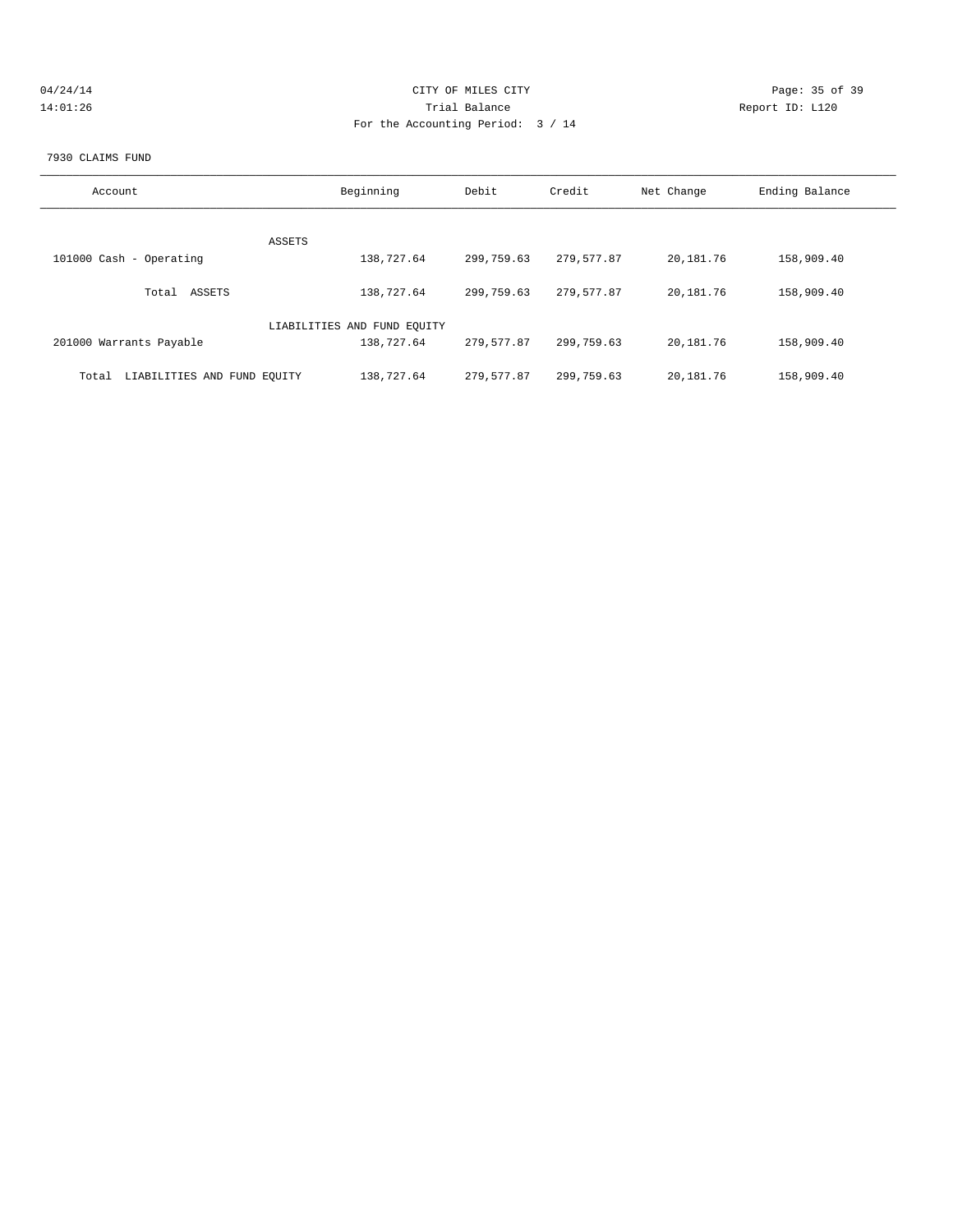CITY OF MILES CITY

Trial Balance

For the Accounting Period: 3 / 14

04/24/14 14:01:26 Report ID: L120

7930 CLAIMS FUND

| Account | Beginning | Debit | Credit | Net Change | Ending Balance |
|---|---|---|---|---|---|
| ASSETS | | | | | |
| 101000 Cash - Operating | 138,727.64 | 299,759.63 | 279,577.87 | 20,181.76 | 158,909.40 |
| Total ASSETS | 138,727.64 | 299,759.63 | 279,577.87 | 20,181.76 | 158,909.40 |
| LIABILITIES AND FUND EQUITY | | | | | |
| 201000 Warrants Payable | 138,727.64 | 279,577.87 | 299,759.63 | 20,181.76 | 158,909.40 |
| Total LIABILITIES AND FUND EQUITY | 138,727.64 | 279,577.87 | 299,759.63 | 20,181.76 | 158,909.40 |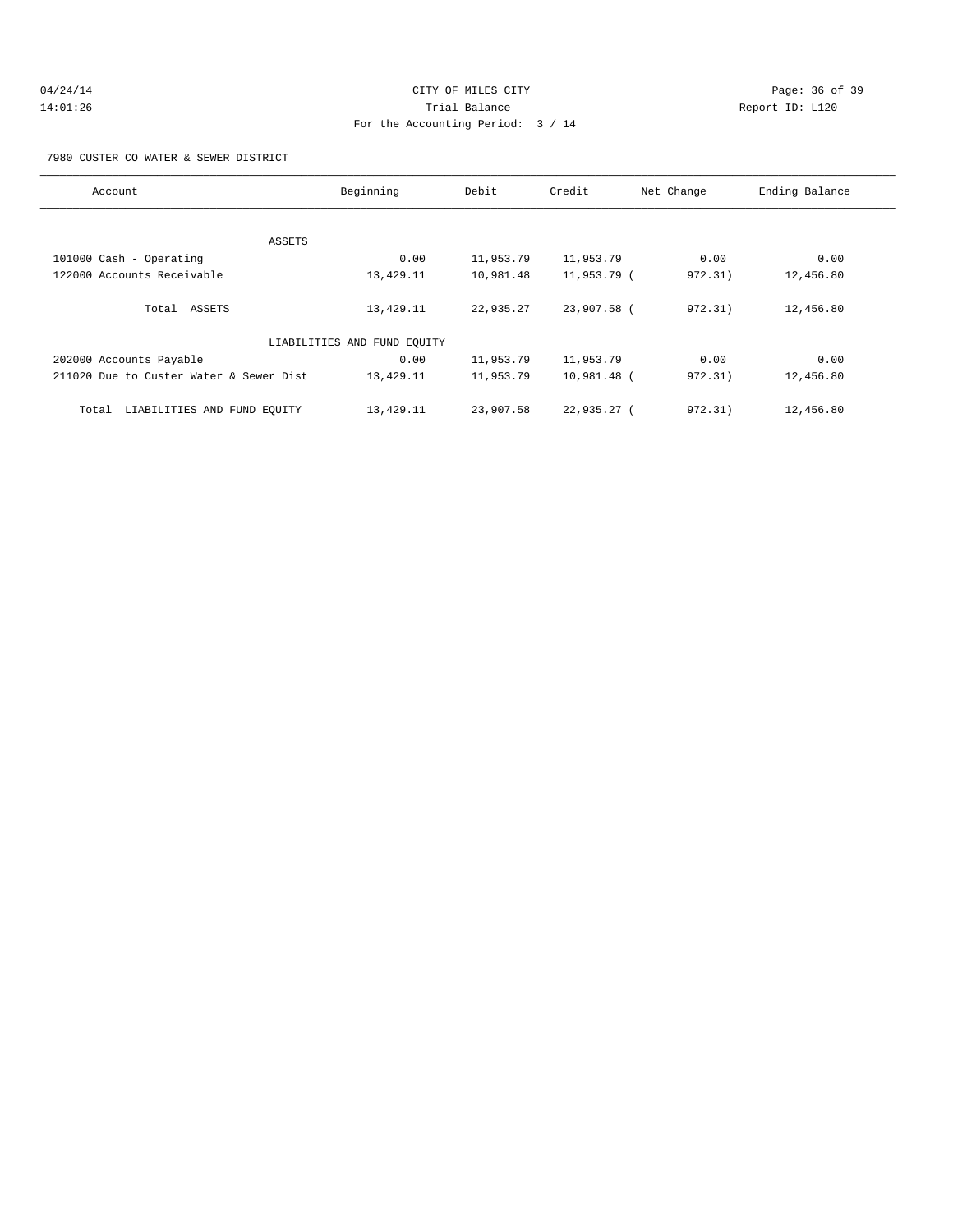CITY OF MILES CITY
Trial Balance
For the Accounting Period: 3 / 14

04/24/14
14:01:26

Report ID: L120

7980 CUSTER CO WATER & SEWER DISTRICT

| Account | Beginning | Debit | Credit | Net Change | Ending Balance |
|---|---|---|---|---|---|
| ASSETS | | | | | |
| 101000 Cash - Operating | 0.00 | 11,953.79 | 11,953.79 | 0.00 | 0.00 |
| 122000 Accounts Receivable | 13,429.11 | 10,981.48 | 11,953.79 | ( 972.31) | 12,456.80 |
| Total ASSETS | 13,429.11 | 22,935.27 | 23,907.58 | ( 972.31) | 12,456.80 |
| LIABILITIES AND FUND EQUITY | | | | | |
| 202000 Accounts Payable | 0.00 | 11,953.79 | 11,953.79 | 0.00 | 0.00 |
| 211020 Due to Custer Water & Sewer Dist | 13,429.11 | 11,953.79 | 10,981.48 | ( 972.31) | 12,456.80 |
| Total LIABILITIES AND FUND EQUITY | 13,429.11 | 23,907.58 | 22,935.27 | ( 972.31) | 12,456.80 |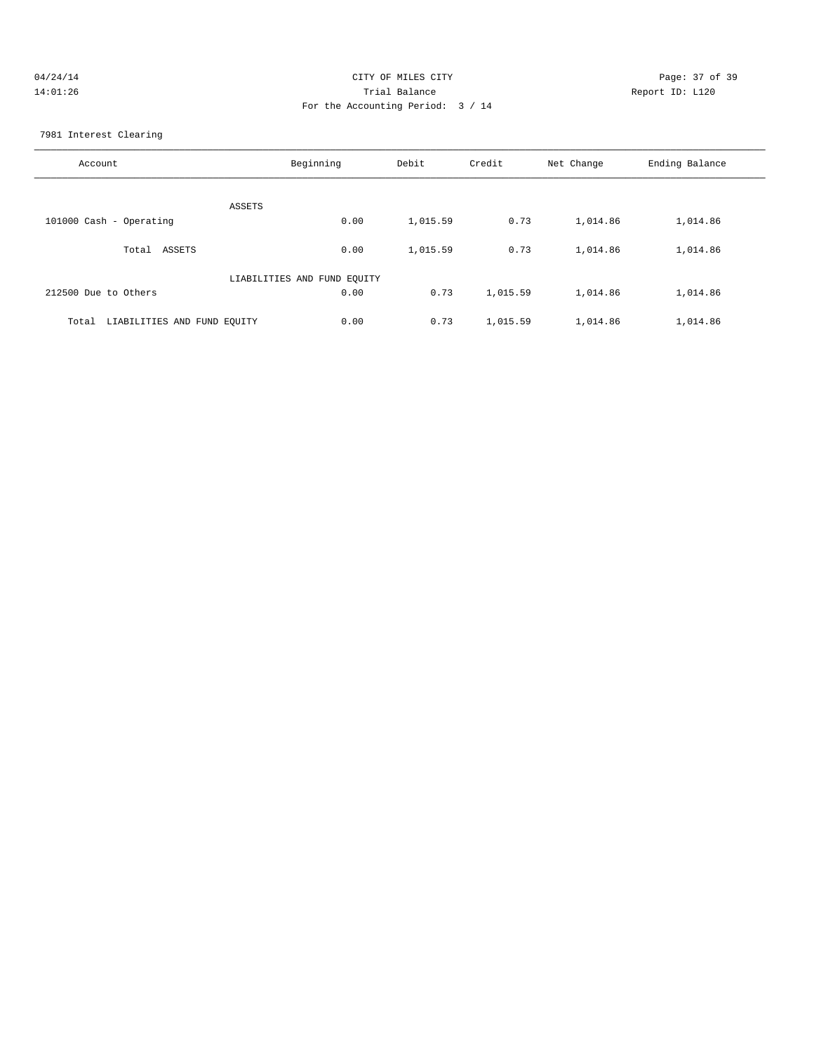04/24/14 CITY OF MILES CITY
14:01:26 Trial Balance Report ID: L120
For the Accounting Period: 3 / 14

7981 Interest Clearing

| Account | Beginning | Debit | Credit | Net Change | Ending Balance |
|---|---|---|---|---|---|
| ASSETS | | | | | |
| 101000 Cash - Operating | 0.00 | 1,015.59 | 0.73 | 1,014.86 | 1,014.86 |
| Total ASSETS | 0.00 | 1,015.59 | 0.73 | 1,014.86 | 1,014.86 |
| LIABILITIES AND FUND EQUITY | | | | | |
| 212500 Due to Others | 0.00 | 0.73 | 1,015.59 | 1,014.86 | 1,014.86 |
| Total LIABILITIES AND FUND EQUITY | 0.00 | 0.73 | 1,015.59 | 1,014.86 | 1,014.86 |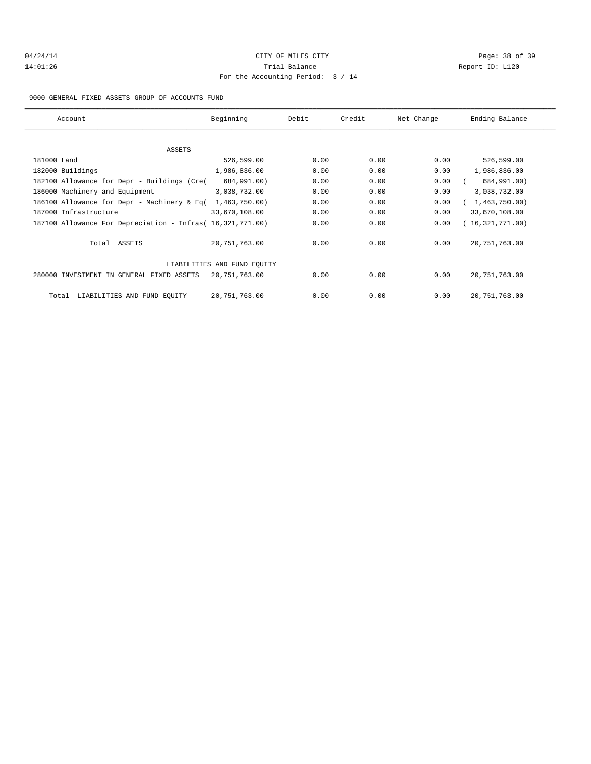04/24/14 CITY OF MILES CITY
14:01:26 Trial Balance Report ID: L120
For the Accounting Period: 3 / 14

9000 GENERAL FIXED ASSETS GROUP OF ACCOUNTS FUND

| Account | Beginning | Debit | Credit | Net Change | Ending Balance |
|---|---|---|---|---|---|
| ASSETS | | | | | |
| 181000 Land | 526,599.00 | 0.00 | 0.00 | 0.00 | 526,599.00 |
| 182000 Buildings | 1,986,836.00 | 0.00 | 0.00 | 0.00 | 1,986,836.00 |
| 182100 Allowance for Depr - Buildings (Cre | ( 684,991.00) | 0.00 | 0.00 | 0.00 | ( 684,991.00) |
| 186000 Machinery and Equipment | 3,038,732.00 | 0.00 | 0.00 | 0.00 | 3,038,732.00 |
| 186100 Allowance for Depr - Machinery & Eq | ( 1,463,750.00) | 0.00 | 0.00 | 0.00 | ( 1,463,750.00) |
| 187000 Infrastructure | 33,670,108.00 | 0.00 | 0.00 | 0.00 | 33,670,108.00 |
| 187100 Allowance For Depreciation - Infras | ( 16,321,771.00) | 0.00 | 0.00 | 0.00 | ( 16,321,771.00) |
| Total ASSETS | 20,751,763.00 | 0.00 | 0.00 | 0.00 | 20,751,763.00 |
| LIABILITIES AND FUND EQUITY | | | | | |
| 280000 INVESTMENT IN GENERAL FIXED ASSETS | 20,751,763.00 | 0.00 | 0.00 | 0.00 | 20,751,763.00 |
| Total LIABILITIES AND FUND EQUITY | 20,751,763.00 | 0.00 | 0.00 | 0.00 | 20,751,763.00 |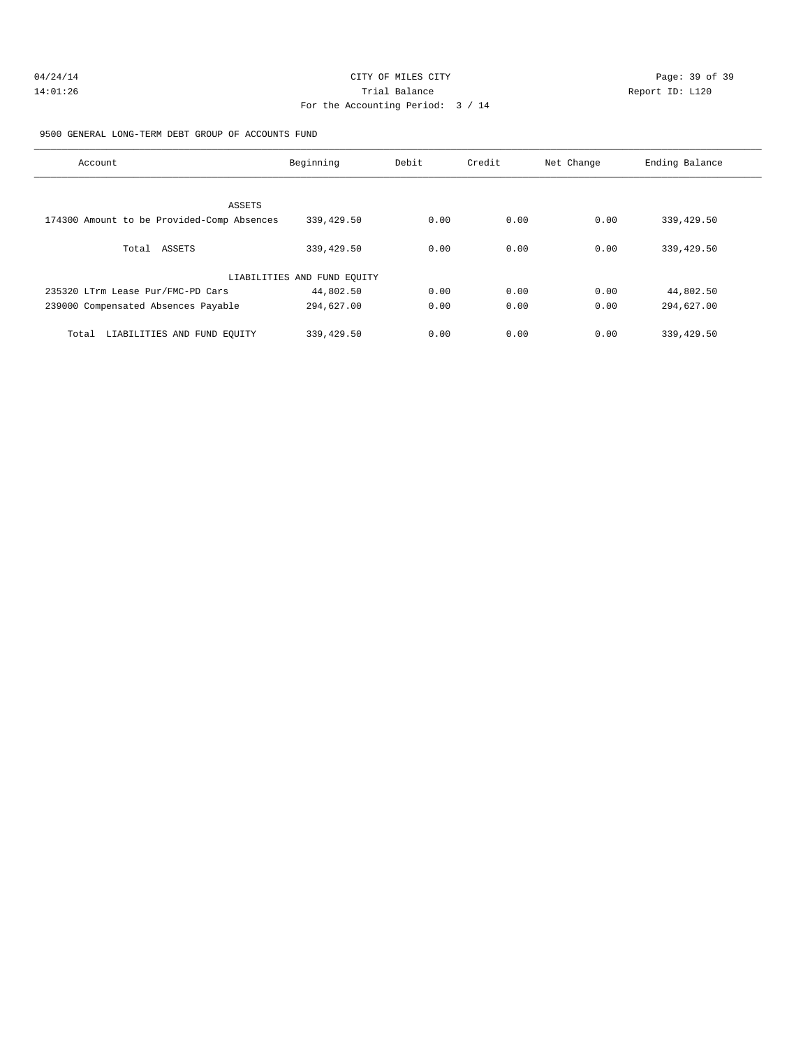9500 GENERAL LONG-TERM DEBT GROUP OF ACCOUNTS FUND

| Account | Beginning | Debit | Credit | Net Change | Ending Balance |
|---|---|---|---|---|---|
| ASSETS | | | | | |
| 174300 Amount to be Provided-Comp Absences | 339,429.50 | 0.00 | 0.00 | 0.00 | 339,429.50 |
| Total ASSETS | 339,429.50 | 0.00 | 0.00 | 0.00 | 339,429.50 |
| LIABILITIES AND FUND EQUITY | | | | | |
| 235320 LTrm Lease Pur/FMC-PD Cars | 44,802.50 | 0.00 | 0.00 | 0.00 | 44,802.50 |
| 239000 Compensated Absences Payable | 294,627.00 | 0.00 | 0.00 | 0.00 | 294,627.00 |
| Total LIABILITIES AND FUND EQUITY | 339,429.50 | 0.00 | 0.00 | 0.00 | 339,429.50 |